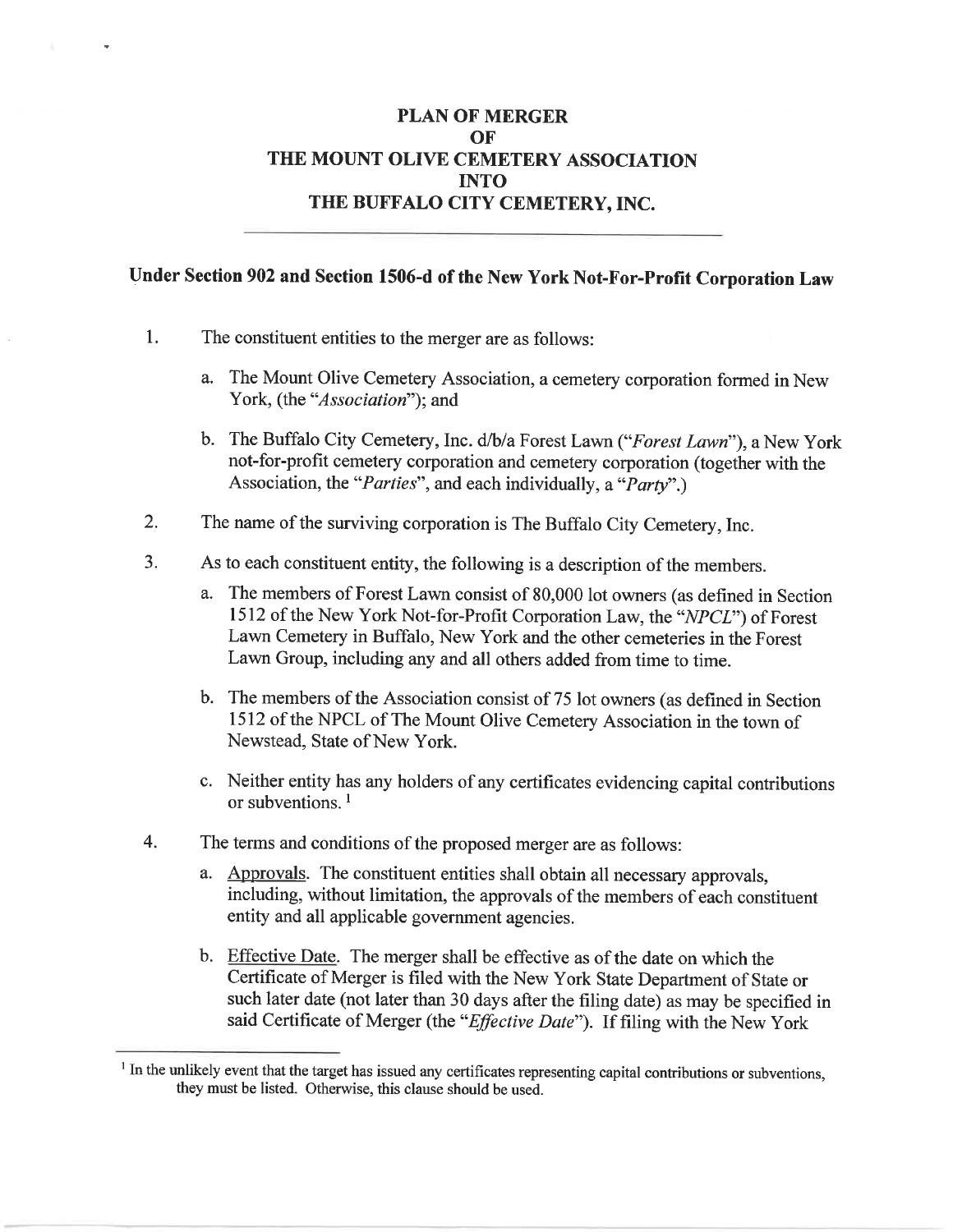# PLAN OF MERGER OF THE MOUNT OLIVE CEMETERY ASSOCIATION INTO THE BUFFALO CITY CEMETERY, INC.

---

## Under Section 902 and Section 1506-d of the New York Not-For-Profit Corporation Law

1. The constituent entities to the merger are as follows:

   a. The Mount Olive Cemetery Association, a cemetery corporation formed in New York, (the "*Association*"); and

   b. The Buffalo City Cemetery, Inc. d/b/a Forest Lawn ("*Forest Lawn*"), a New York not-for-profit cemetery corporation and cemetery corporation (together with the Association, the "*Parties*", and each individually, a "*Party*".)

2. The name of the surviving corporation is The Buffalo City Cemetery, Inc.

3. As to each constituent entity, the following is a description of the members.

   a. The members of Forest Lawn consist of 80,000 lot owners (as defined in Section 1512 of the New York Not-for-Profit Corporation Law, the "*NPCL*") of Forest Lawn Cemetery in Buffalo, New York and the other cemeteries in the Forest Lawn Group, including any and all others added from time to time.

   b. The members of the Association consist of 75 lot owners (as defined in Section 1512 of the NPCL of The Mount Olive Cemetery Association in the town of Newstead, State of New York.

   c. Neither entity has any holders of any certificates evidencing capital contributions or subventions. [1]

4. The terms and conditions of the proposed merger are as follows:

   a. Approvals. The constituent entities shall obtain all necessary approvals, including, without limitation, the approvals of the members of each constituent entity and all applicable government agencies.

   b. Effective Date. The merger shall be effective as of the date on which the Certificate of Merger is filed with the New York State Department of State or such later date (not later than 30 days after the filing date) as may be specified in said Certificate of Merger (the "*Effective Date*"). If filing with the New York

---

[1] In the unlikely event that the target has issued any certificates representing capital contributions or subventions, they must be listed. Otherwise, this clause should be used.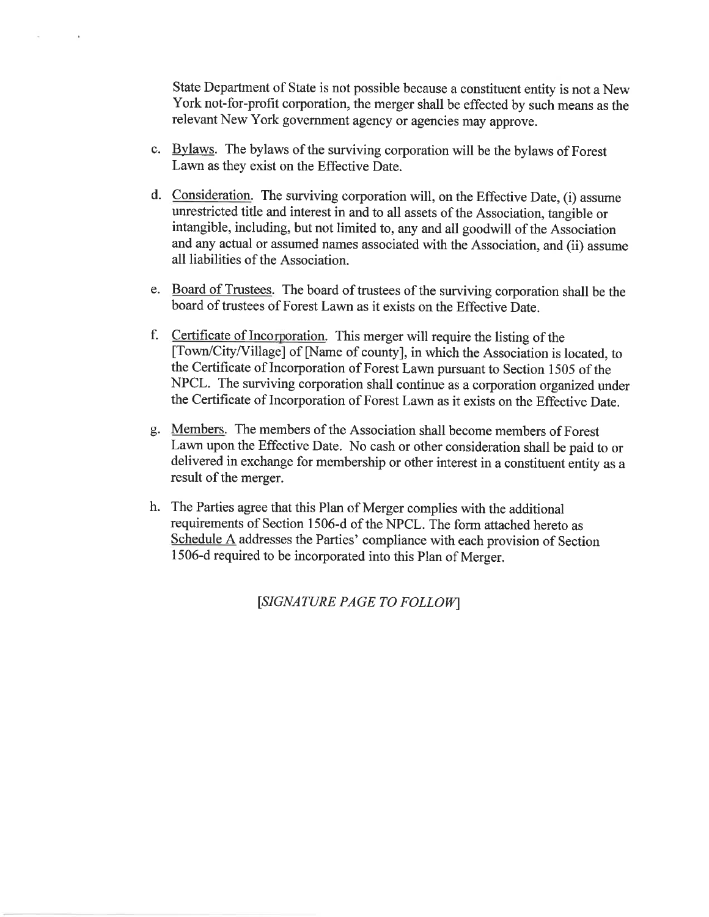State Department of State is not possible because a constituent entity is not a New York not-for-profit corporation, the merger shall be effected by such means as the relevant New York government agency or agencies may approve.

c. Bylaws. The bylaws of the surviving corporation will be the bylaws of Forest Lawn as they exist on the Effective Date.

d. Consideration. The surviving corporation will, on the Effective Date, (i) assume unrestricted title and interest in and to all assets of the Association, tangible or intangible, including, but not limited to, any and all goodwill of the Association and any actual or assumed names associated with the Association, and (ii) assume all liabilities of the Association.

e. Board of Trustees. The board of trustees of the surviving corporation shall be the board of trustees of Forest Lawn as it exists on the Effective Date.

f. Certificate of Incorporation. This merger will require the listing of the [Town/City/Village] of [Name of county], in which the Association is located, to the Certificate of Incorporation of Forest Lawn pursuant to Section 1505 of the NPCL. The surviving corporation shall continue as a corporation organized under the Certificate of Incorporation of Forest Lawn as it exists on the Effective Date.

g. Members. The members of the Association shall become members of Forest Lawn upon the Effective Date. No cash or other consideration shall be paid to or delivered in exchange for membership or other interest in a constituent entity as a result of the merger.

h. The Parties agree that this Plan of Merger complies with the additional requirements of Section 1506-d of the NPCL. The form attached hereto as Schedule A addresses the Parties' compliance with each provision of Section 1506-d required to be incorporated into this Plan of Merger.

*[SIGNATURE PAGE TO FOLLOW]*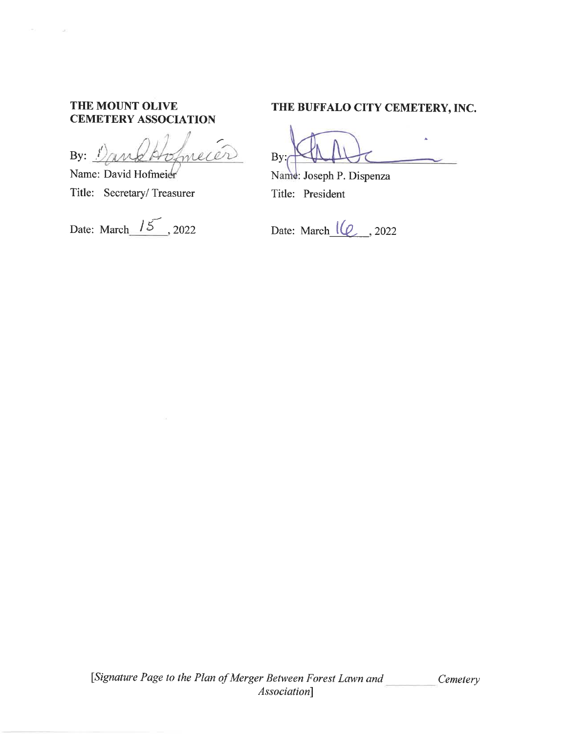**THE MOUNT OLIVE CEMETERY ASSOCIATION**

By: _David Hofmeier_

Name: David Hofmeier

Title: Secretary/ Treasurer

Date: March 15, 2022

**THE BUFFALO CITY CEMETERY, INC.**

By: _______________

Name: Joseph P. Dispenza

Title: President

Date: March 16, 2022

*[Signature Page to the Plan of Merger Between Forest Lawn and ________ Cemetery Association]*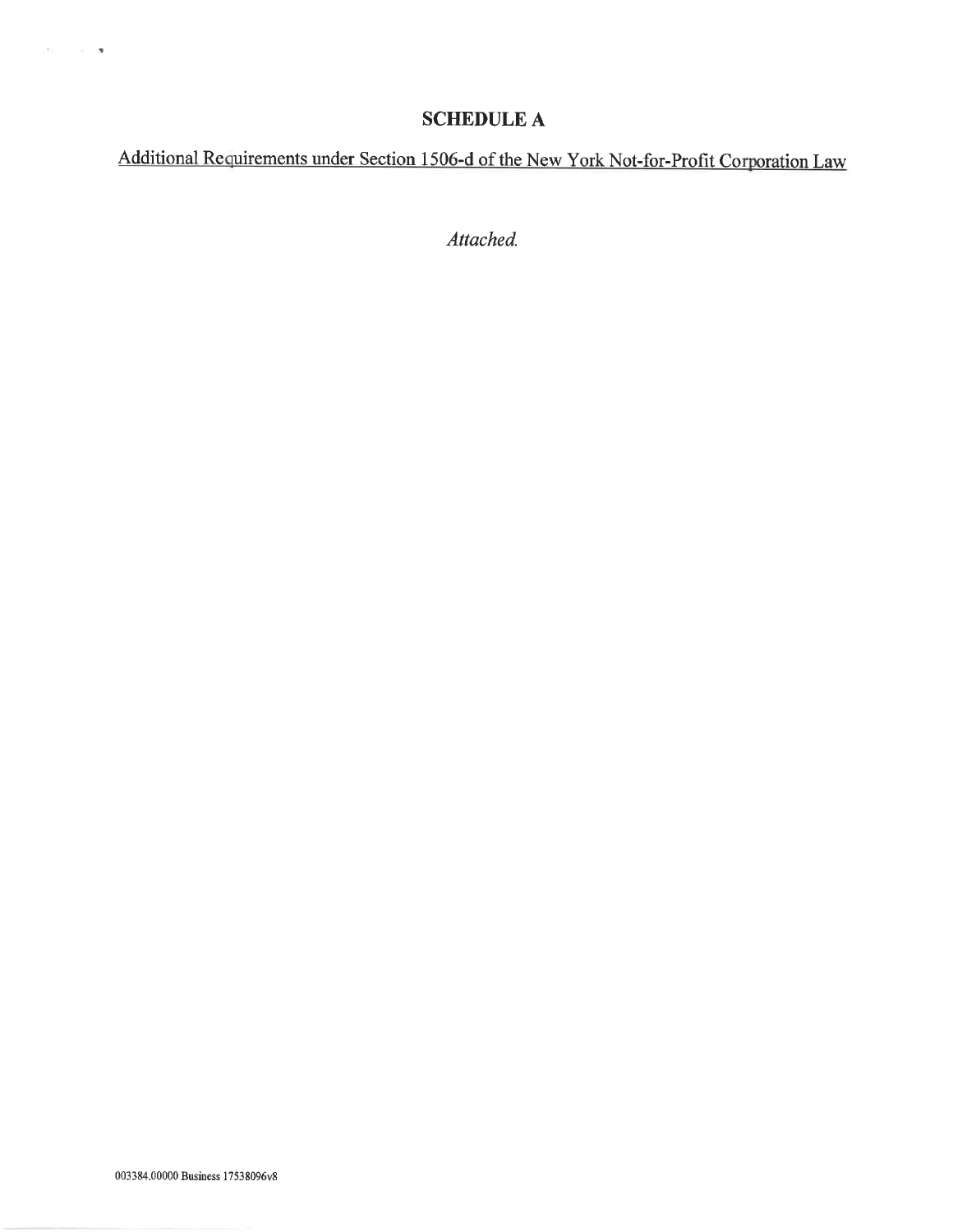# SCHEDULE A

Additional Requirements under Section 1506-d of the New York Not-for-Profit Corporation Law

*Attached.*

003384.00000 Business 17538096v8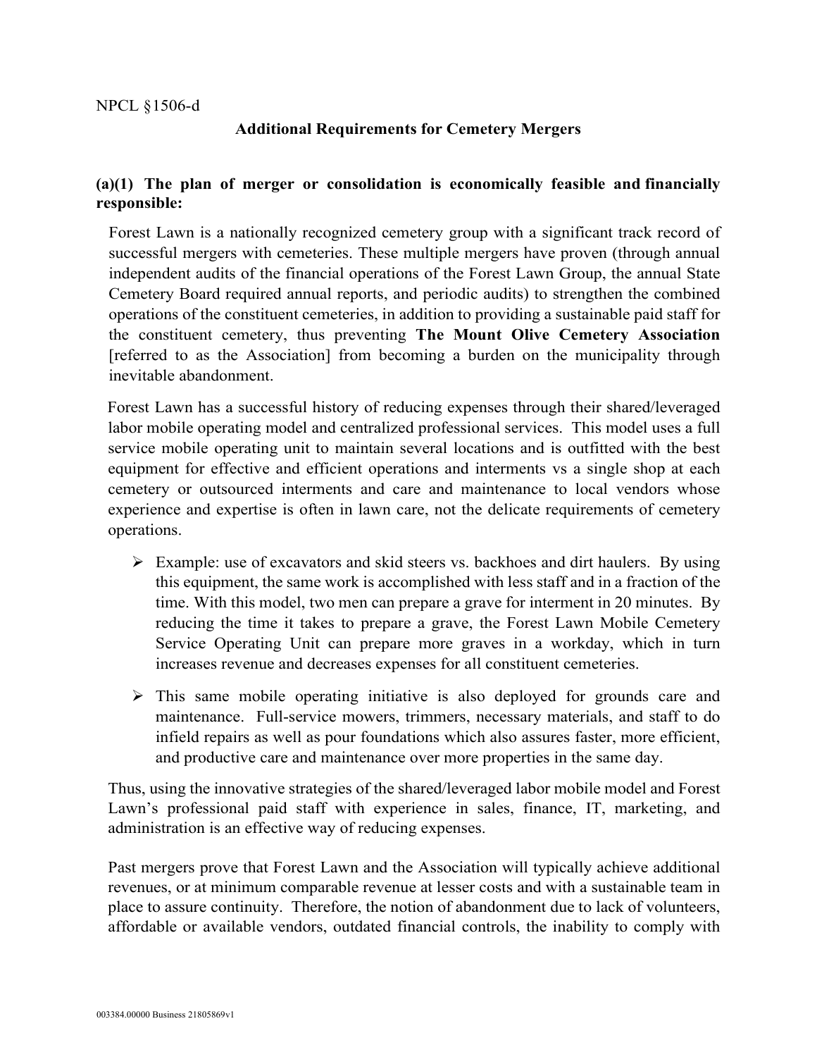NPCL §1506-d

**Additional Requirements for Cemetery Mergers**

**(a)(1) The plan of merger or consolidation is economically feasible and financially responsible:**

Forest Lawn is a nationally recognized cemetery group with a significant track record of successful mergers with cemeteries. These multiple mergers have proven (through annual independent audits of the financial operations of the Forest Lawn Group, the annual State Cemetery Board required annual reports, and periodic audits) to strengthen the combined operations of the constituent cemeteries, in addition to providing a sustainable paid staff for the constituent cemetery, thus preventing **The Mount Olive Cemetery Association** [referred to as the Association] from becoming a burden on the municipality through inevitable abandonment.

Forest Lawn has a successful history of reducing expenses through their shared/leveraged labor mobile operating model and centralized professional services. This model uses a full service mobile operating unit to maintain several locations and is outfitted with the best equipment for effective and efficient operations and interments vs a single shop at each cemetery or outsourced interments and care and maintenance to local vendors whose experience and expertise is often in lawn care, not the delicate requirements of cemetery operations.

- Example: use of excavators and skid steers vs. backhoes and dirt haulers. By using this equipment, the same work is accomplished with less staff and in a fraction of the time. With this model, two men can prepare a grave for interment in 20 minutes. By reducing the time it takes to prepare a grave, the Forest Lawn Mobile Cemetery Service Operating Unit can prepare more graves in a workday, which in turn increases revenue and decreases expenses for all constituent cemeteries.
- This same mobile operating initiative is also deployed for grounds care and maintenance. Full-service mowers, trimmers, necessary materials, and staff to do infield repairs as well as pour foundations which also assures faster, more efficient, and productive care and maintenance over more properties in the same day.

Thus, using the innovative strategies of the shared/leveraged labor mobile model and Forest Lawn's professional paid staff with experience in sales, finance, IT, marketing, and administration is an effective way of reducing expenses.

Past mergers prove that Forest Lawn and the Association will typically achieve additional revenues, or at minimum comparable revenue at lesser costs and with a sustainable team in place to assure continuity. Therefore, the notion of abandonment due to lack of volunteers, affordable or available vendors, outdated financial controls, the inability to comply with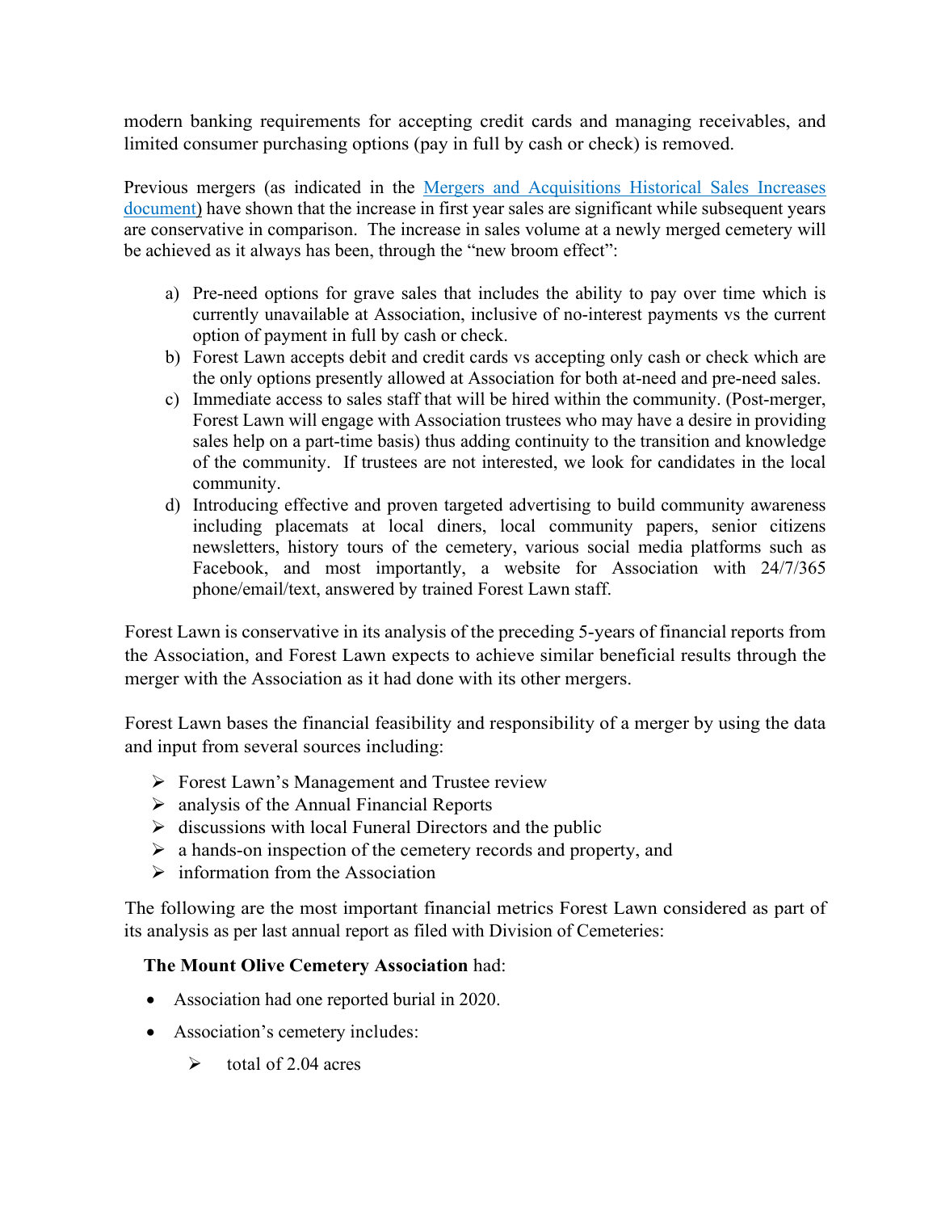modern banking requirements for accepting credit cards and managing receivables, and limited consumer purchasing options (pay in full by cash or check) is removed.

Previous mergers (as indicated in the [Mergers and Acquisitions Historical Sales Increases document]) have shown that the increase in first year sales are significant while subsequent years are conservative in comparison. The increase in sales volume at a newly merged cemetery will be achieved as it always has been, through the "new broom effect":

a) Pre-need options for grave sales that includes the ability to pay over time which is currently unavailable at Association, inclusive of no-interest payments vs the current option of payment in full by cash or check.
b) Forest Lawn accepts debit and credit cards vs accepting only cash or check which are the only options presently allowed at Association for both at-need and pre-need sales.
c) Immediate access to sales staff that will be hired within the community. (Post-merger, Forest Lawn will engage with Association trustees who may have a desire in providing sales help on a part-time basis) thus adding continuity to the transition and knowledge of the community. If trustees are not interested, we look for candidates in the local community.
d) Introducing effective and proven targeted advertising to build community awareness including placemats at local diners, local community papers, senior citizens newsletters, history tours of the cemetery, various social media platforms such as Facebook, and most importantly, a website for Association with 24/7/365 phone/email/text, answered by trained Forest Lawn staff.

Forest Lawn is conservative in its analysis of the preceding 5-years of financial reports from the Association, and Forest Lawn expects to achieve similar beneficial results through the merger with the Association as it had done with its other mergers.

Forest Lawn bases the financial feasibility and responsibility of a merger by using the data and input from several sources including:

- Forest Lawn's Management and Trustee review
- analysis of the Annual Financial Reports
- discussions with local Funeral Directors and the public
- a hands-on inspection of the cemetery records and property, and
- information from the Association

The following are the most important financial metrics Forest Lawn considered as part of its analysis as per last annual report as filed with Division of Cemeteries:

**The Mount Olive Cemetery Association** had:

- Association had one reported burial in 2020.
- Association's cemetery includes:
  - total of 2.04 acres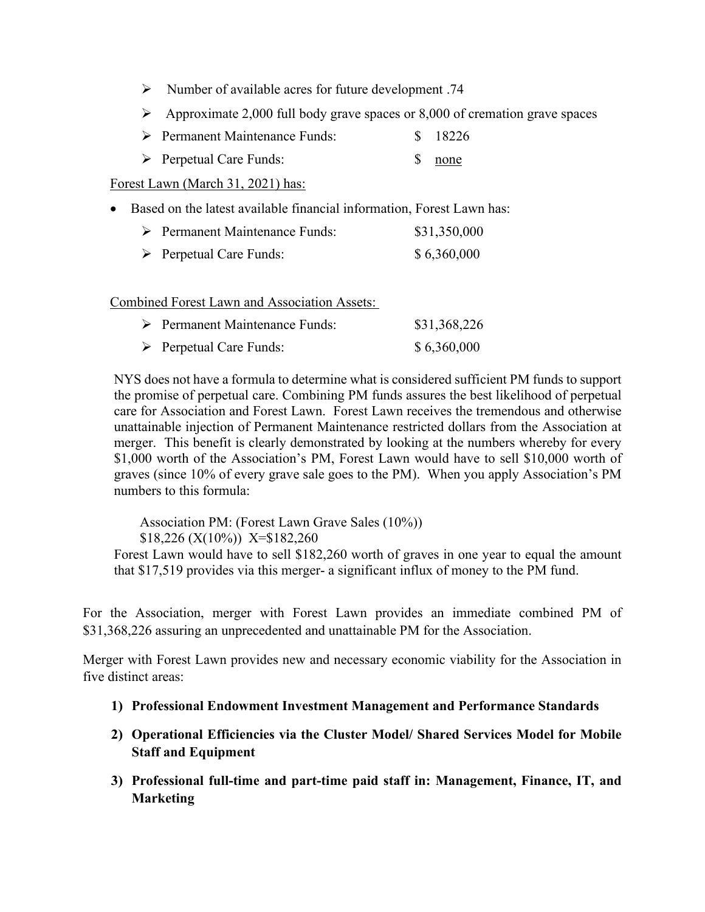- ➢ Number of available acres for future development .74
- ➢ Approximate 2,000 full body grave spaces or 8,000 of cremation grave spaces
- ➢ Permanent Maintenance Funds: $ 18226
- ➢ Perpetual Care Funds: $ none

Forest Lawn (March 31, 2021) has:

- Based on the latest available financial information, Forest Lawn has:
  - ➢ Permanent Maintenance Funds: $31,350,000
  - ➢ Perpetual Care Funds: $ 6,360,000

Combined Forest Lawn and Association Assets:

- ➢ Permanent Maintenance Funds: $31,368,226
- ➢ Perpetual Care Funds: $ 6,360,000

NYS does not have a formula to determine what is considered sufficient PM funds to support the promise of perpetual care. Combining PM funds assures the best likelihood of perpetual care for Association and Forest Lawn. Forest Lawn receives the tremendous and otherwise unattainable injection of Permanent Maintenance restricted dollars from the Association at merger. This benefit is clearly demonstrated by looking at the numbers whereby for every $1,000 worth of the Association's PM, Forest Lawn would have to sell $10,000 worth of graves (since 10% of every grave sale goes to the PM). When you apply Association's PM numbers to this formula:

Association PM: (Forest Lawn Grave Sales (10%))
$18,226 (X(10%)) X=$182,260

Forest Lawn would have to sell $182,260 worth of graves in one year to equal the amount that $17,519 provides via this merger- a significant influx of money to the PM fund.

For the Association, merger with Forest Lawn provides an immediate combined PM of $31,368,226 assuring an unprecedented and unattainable PM for the Association.

Merger with Forest Lawn provides new and necessary economic viability for the Association in five distinct areas:

1) **Professional Endowment Investment Management and Performance Standards**
2) **Operational Efficiencies via the Cluster Model/ Shared Services Model for Mobile Staff and Equipment**
3) **Professional full-time and part-time paid staff in: Management, Finance, IT, and Marketing**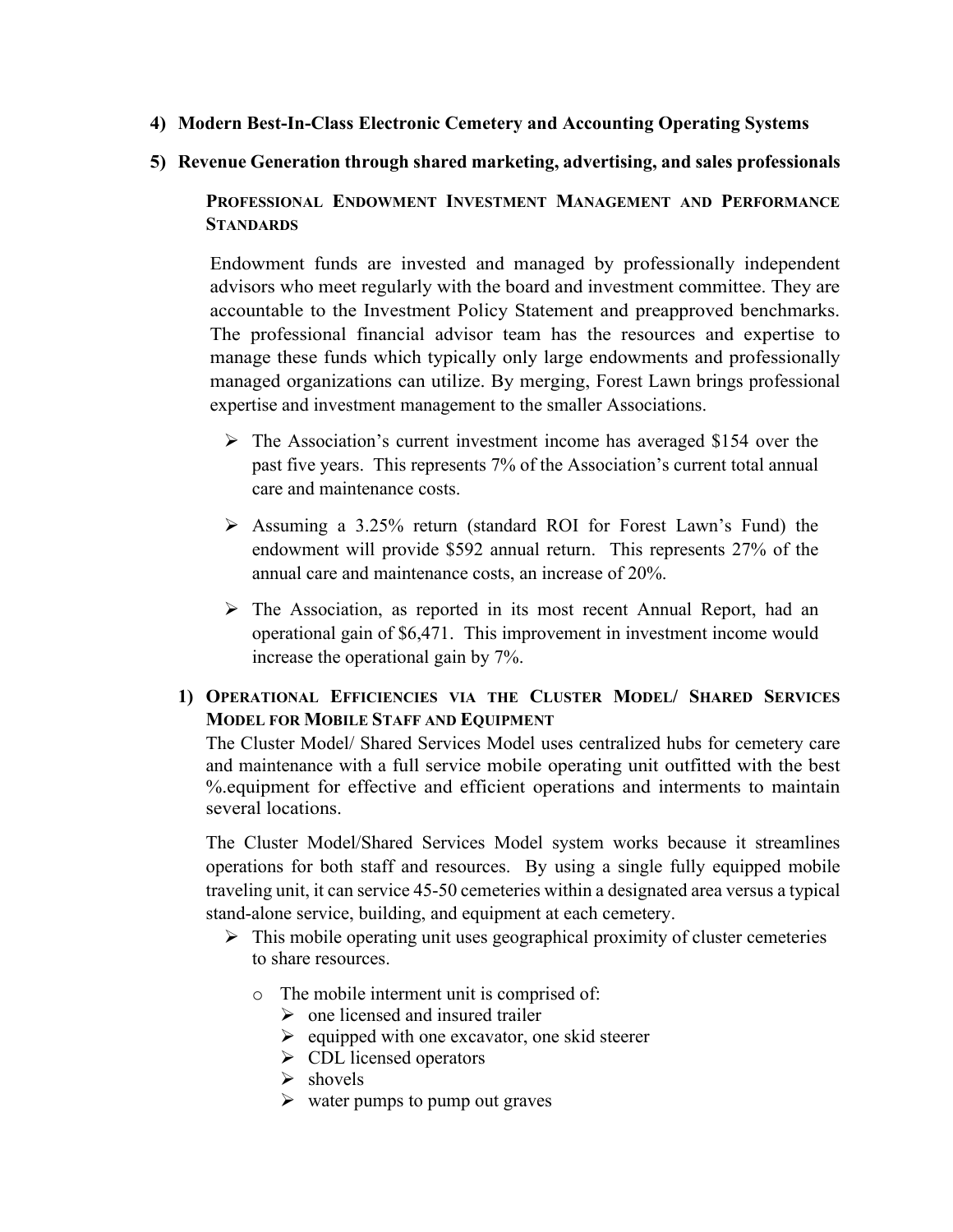4) **Modern Best-In-Class Electronic Cemetery and Accounting Operating Systems**

5) **Revenue Generation through shared marketing, advertising, and sales professionals**

**PROFESSIONAL ENDOWMENT INVESTMENT MANAGEMENT AND PERFORMANCE STANDARDS**

Endowment funds are invested and managed by professionally independent advisors who meet regularly with the board and investment committee. They are accountable to the Investment Policy Statement and preapproved benchmarks. The professional financial advisor team has the resources and expertise to manage these funds which typically only large endowments and professionally managed organizations can utilize. By merging, Forest Lawn brings professional expertise and investment management to the smaller Associations.

- The Association's current investment income has averaged $154 over the past five years. This represents 7% of the Association's current total annual care and maintenance costs.
- Assuming a 3.25% return (standard ROI for Forest Lawn's Fund) the endowment will provide $592 annual return. This represents 27% of the annual care and maintenance costs, an increase of 20%.
- The Association, as reported in its most recent Annual Report, had an operational gain of $6,471. This improvement in investment income would increase the operational gain by 7%.

1) **OPERATIONAL EFFICIENCIES VIA THE CLUSTER MODEL/ SHARED SERVICES MODEL FOR MOBILE STAFF AND EQUIPMENT**

The Cluster Model/ Shared Services Model uses centralized hubs for cemetery care and maintenance with a full service mobile operating unit outfitted with the best %.equipment for effective and efficient operations and interments to maintain several locations.

The Cluster Model/Shared Services Model system works because it streamlines operations for both staff and resources. By using a single fully equipped mobile traveling unit, it can service 45-50 cemeteries within a designated area versus a typical stand-alone service, building, and equipment at each cemetery.

- This mobile operating unit uses geographical proximity of cluster cemeteries to share resources.
  - The mobile interment unit is comprised of:
    - one licensed and insured trailer
    - equipped with one excavator, one skid steerer
    - CDL licensed operators
    - shovels
    - water pumps to pump out graves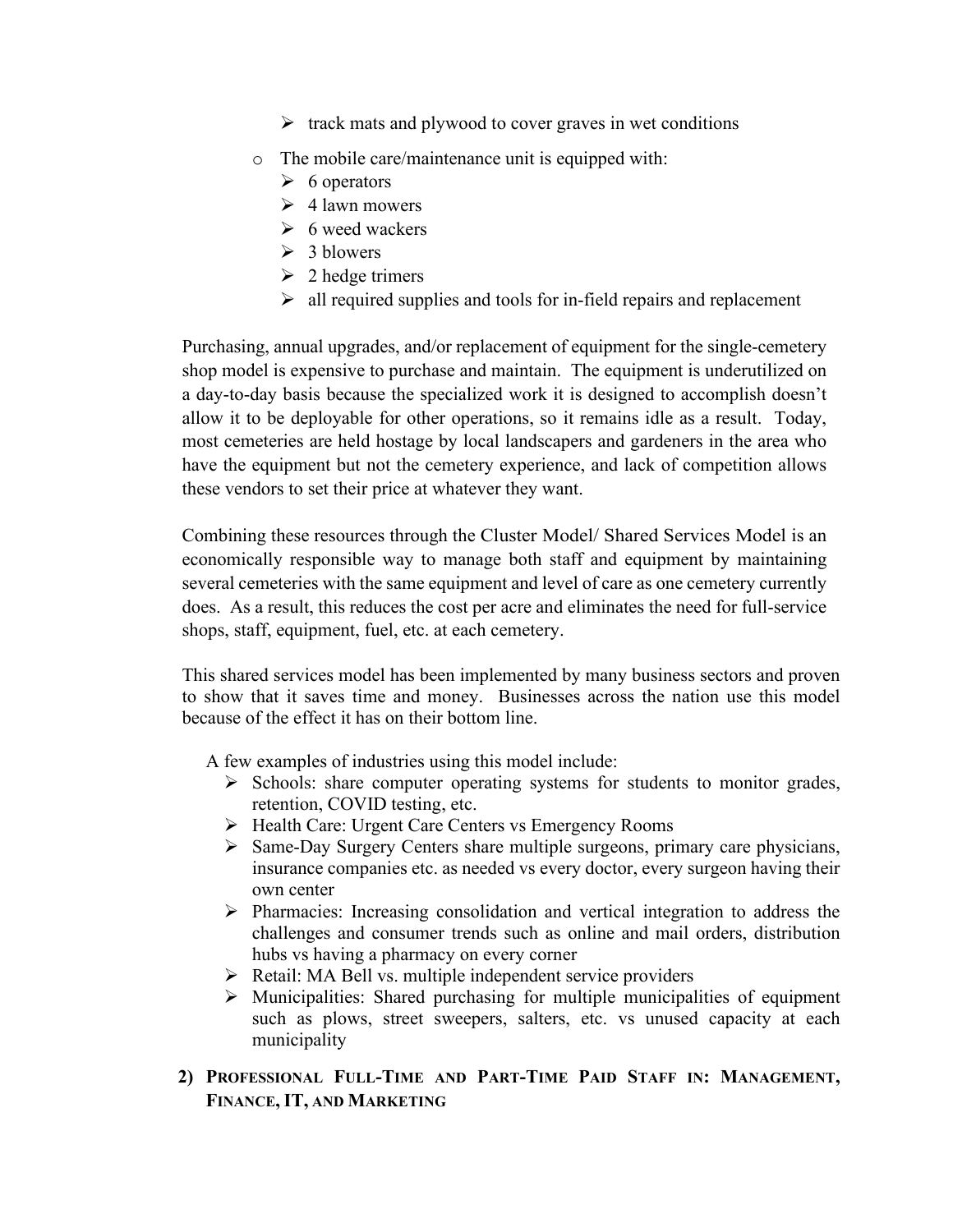- track mats and plywood to cover graves in wet conditions

- The mobile care/maintenance unit is equipped with:
  - 6 operators
  - 4 lawn mowers
  - 6 weed wackers
  - 3 blowers
  - 2 hedge trimers
  - all required supplies and tools for in-field repairs and replacement

Purchasing, annual upgrades, and/or replacement of equipment for the single-cemetery shop model is expensive to purchase and maintain. The equipment is underutilized on a day-to-day basis because the specialized work it is designed to accomplish doesn't allow it to be deployable for other operations, so it remains idle as a result. Today, most cemeteries are held hostage by local landscapers and gardeners in the area who have the equipment but not the cemetery experience, and lack of competition allows these vendors to set their price at whatever they want.

Combining these resources through the Cluster Model/ Shared Services Model is an economically responsible way to manage both staff and equipment by maintaining several cemeteries with the same equipment and level of care as one cemetery currently does. As a result, this reduces the cost per acre and eliminates the need for full-service shops, staff, equipment, fuel, etc. at each cemetery.

This shared services model has been implemented by many business sectors and proven to show that it saves time and money. Businesses across the nation use this model because of the effect it has on their bottom line.

A few examples of industries using this model include:

- Schools: share computer operating systems for students to monitor grades, retention, COVID testing, etc.
- Health Care: Urgent Care Centers vs Emergency Rooms
- Same-Day Surgery Centers share multiple surgeons, primary care physicians, insurance companies etc. as needed vs every doctor, every surgeon having their own center
- Pharmacies: Increasing consolidation and vertical integration to address the challenges and consumer trends such as online and mail orders, distribution hubs vs having a pharmacy on every corner
- Retail: MA Bell vs. multiple independent service providers
- Municipalities: Shared purchasing for multiple municipalities of equipment such as plows, street sweepers, salters, etc. vs unused capacity at each municipality

## 2) Professional Full-Time and Part-Time Paid Staff in: Management, Finance, IT, and Marketing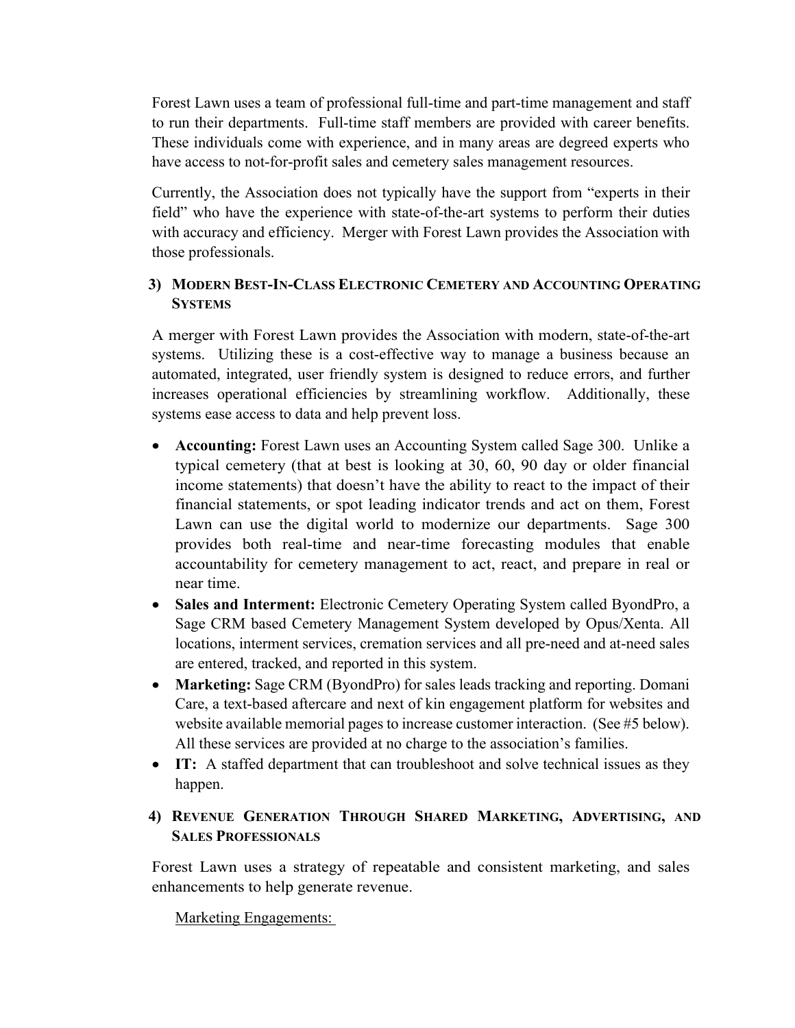Forest Lawn uses a team of professional full-time and part-time management and staff to run their departments. Full-time staff members are provided with career benefits. These individuals come with experience, and in many areas are degreed experts who have access to not-for-profit sales and cemetery sales management resources.

Currently, the Association does not typically have the support from "experts in their field" who have the experience with state-of-the-art systems to perform their duties with accuracy and efficiency. Merger with Forest Lawn provides the Association with those professionals.

### 3) Modern Best-In-Class Electronic Cemetery and Accounting Operating Systems

A merger with Forest Lawn provides the Association with modern, state-of-the-art systems. Utilizing these is a cost-effective way to manage a business because an automated, integrated, user friendly system is designed to reduce errors, and further increases operational efficiencies by streamlining workflow. Additionally, these systems ease access to data and help prevent loss.

- **Accounting:** Forest Lawn uses an Accounting System called Sage 300. Unlike a typical cemetery (that at best is looking at 30, 60, 90 day or older financial income statements) that doesn't have the ability to react to the impact of their financial statements, or spot leading indicator trends and act on them, Forest Lawn can use the digital world to modernize our departments. Sage 300 provides both real-time and near-time forecasting modules that enable accountability for cemetery management to act, react, and prepare in real or near time.
- **Sales and Interment:** Electronic Cemetery Operating System called ByondPro, a Sage CRM based Cemetery Management System developed by Opus/Xenta. All locations, interment services, cremation services and all pre-need and at-need sales are entered, tracked, and reported in this system.
- **Marketing:** Sage CRM (ByondPro) for sales leads tracking and reporting. Domani Care, a text-based aftercare and next of kin engagement platform for websites and website available memorial pages to increase customer interaction. (See #5 below). All these services are provided at no charge to the association's families.
- **IT:** A staffed department that can troubleshoot and solve technical issues as they happen.

### 4) Revenue Generation Through Shared Marketing, Advertising, and Sales Professionals

Forest Lawn uses a strategy of repeatable and consistent marketing, and sales enhancements to help generate revenue.

Marketing Engagements: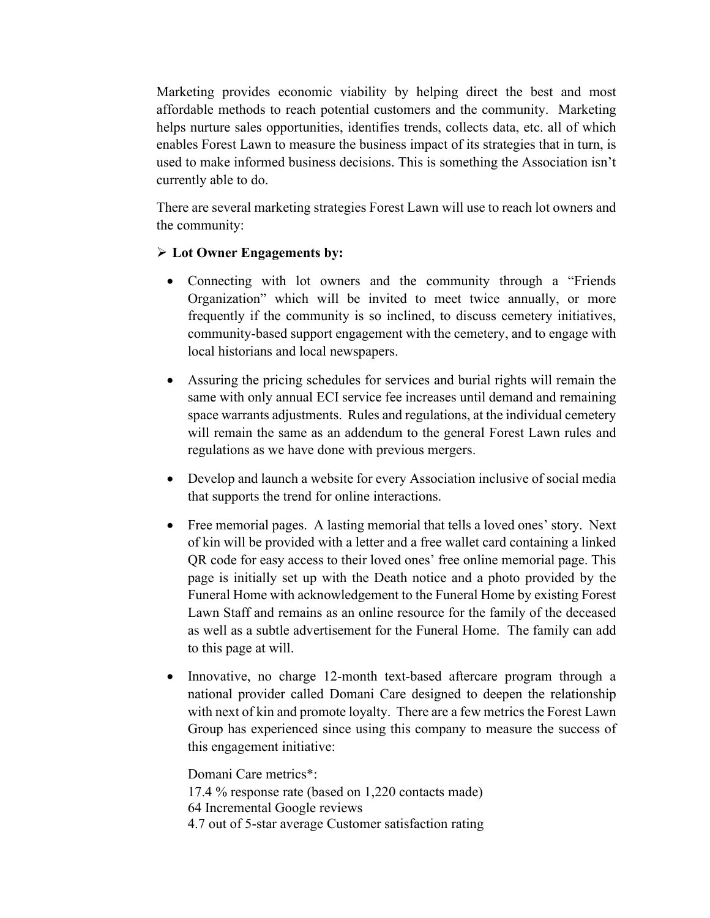Marketing provides economic viability by helping direct the best and most affordable methods to reach potential customers and the community. Marketing helps nurture sales opportunities, identifies trends, collects data, etc. all of which enables Forest Lawn to measure the business impact of its strategies that in turn, is used to make informed business decisions. This is something the Association isn't currently able to do.

There are several marketing strategies Forest Lawn will use to reach lot owners and the community:

➢ **Lot Owner Engagements by:**

- Connecting with lot owners and the community through a "Friends Organization" which will be invited to meet twice annually, or more frequently if the community is so inclined, to discuss cemetery initiatives, community-based support engagement with the cemetery, and to engage with local historians and local newspapers.

- Assuring the pricing schedules for services and burial rights will remain the same with only annual ECI service fee increases until demand and remaining space warrants adjustments. Rules and regulations, at the individual cemetery will remain the same as an addendum to the general Forest Lawn rules and regulations as we have done with previous mergers.

- Develop and launch a website for every Association inclusive of social media that supports the trend for online interactions.

- Free memorial pages. A lasting memorial that tells a loved ones' story. Next of kin will be provided with a letter and a free wallet card containing a linked QR code for easy access to their loved ones' free online memorial page. This page is initially set up with the Death notice and a photo provided by the Funeral Home with acknowledgement to the Funeral Home by existing Forest Lawn Staff and remains as an online resource for the family of the deceased as well as a subtle advertisement for the Funeral Home. The family can add to this page at will.

- Innovative, no charge 12-month text-based aftercare program through a national provider called Domani Care designed to deepen the relationship with next of kin and promote loyalty. There are a few metrics the Forest Lawn Group has experienced since using this company to measure the success of this engagement initiative:

  Domani Care metrics*:
  17.4 % response rate (based on 1,220 contacts made)
  64 Incremental Google reviews
  4.7 out of 5-star average Customer satisfaction rating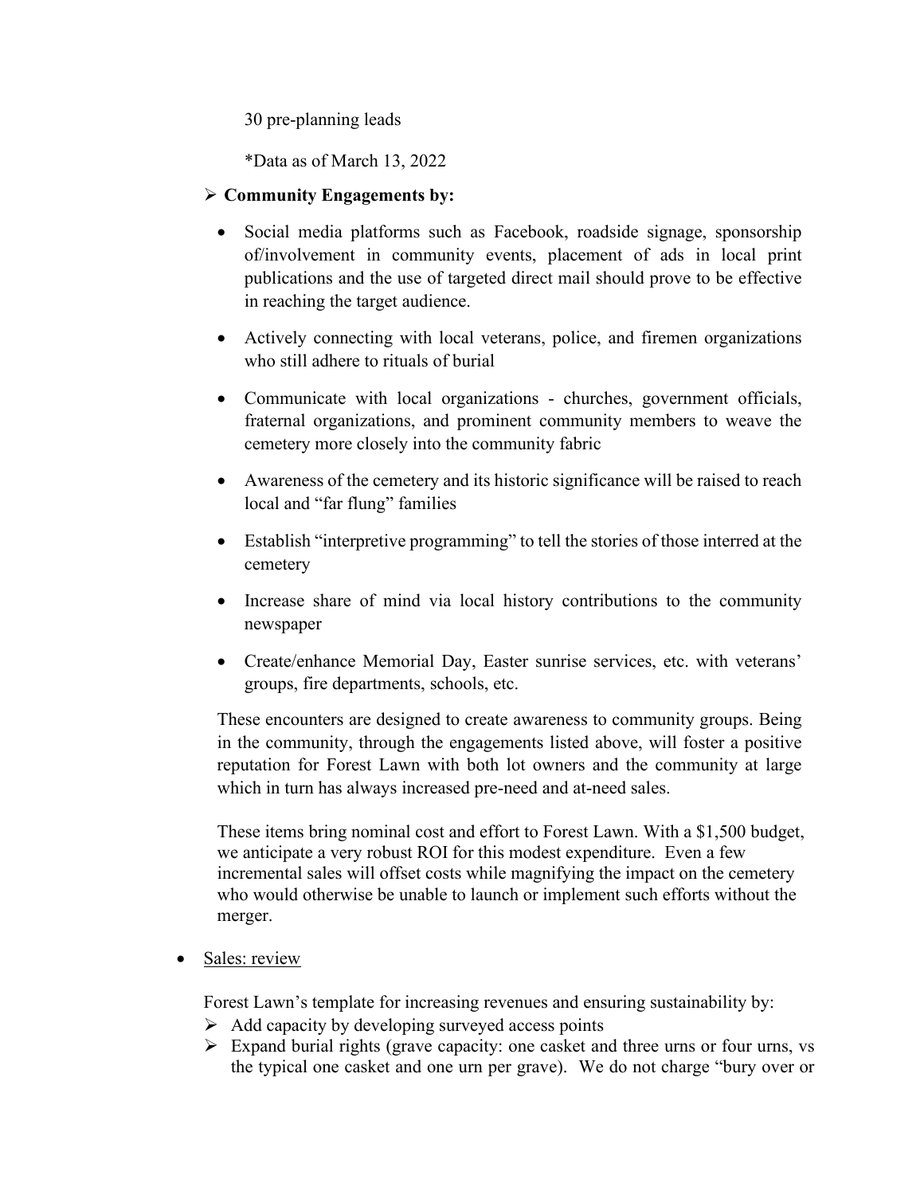30 pre-planning leads

*Data as of March 13, 2022

- **Community Engagements by:**

  - Social media platforms such as Facebook, roadside signage, sponsorship of/involvement in community events, placement of ads in local print publications and the use of targeted direct mail should prove to be effective in reaching the target audience.
  - Actively connecting with local veterans, police, and firemen organizations who still adhere to rituals of burial
  - Communicate with local organizations - churches, government officials, fraternal organizations, and prominent community members to weave the cemetery more closely into the community fabric
  - Awareness of the cemetery and its historic significance will be raised to reach local and "far flung" families
  - Establish "interpretive programming" to tell the stories of those interred at the cemetery
  - Increase share of mind via local history contributions to the community newspaper
  - Create/enhance Memorial Day, Easter sunrise services, etc. with veterans' groups, fire departments, schools, etc.

  These encounters are designed to create awareness to community groups. Being in the community, through the engagements listed above, will foster a positive reputation for Forest Lawn with both lot owners and the community at large which in turn has always increased pre-need and at-need sales.

  These items bring nominal cost and effort to Forest Lawn. With a $1,500 budget, we anticipate a very robust ROI for this modest expenditure. Even a few incremental sales will offset costs while magnifying the impact on the cemetery who would otherwise be unable to launch or implement such efforts without the merger.

- Sales: review

  Forest Lawn's template for increasing revenues and ensuring sustainability by:

  - Add capacity by developing surveyed access points
  - Expand burial rights (grave capacity: one casket and three urns or four urns, vs the typical one casket and one urn per grave). We do not charge "bury over or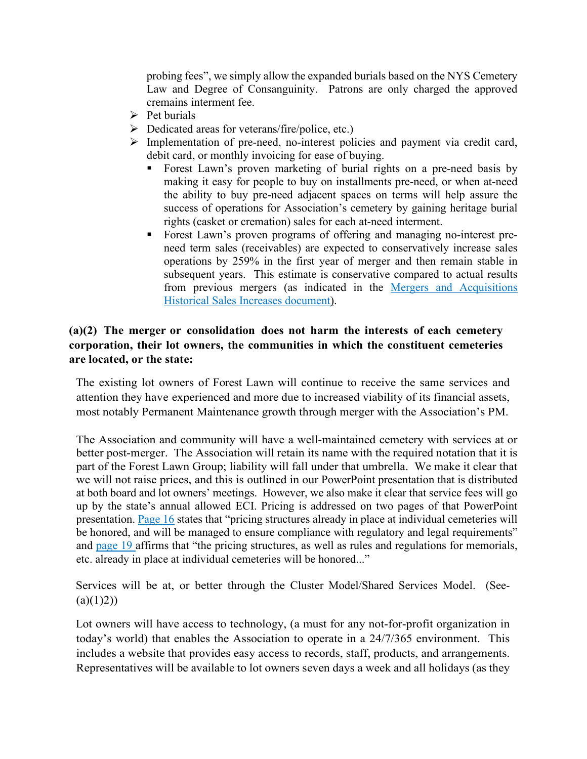probing fees", we simply allow the expanded burials based on the NYS Cemetery Law and Degree of Consanguinity. Patrons are only charged the approved cremains interment fee.

- Pet burials
- Dedicated areas for veterans/fire/police, etc.)
- Implementation of pre-need, no-interest policies and payment via credit card, debit card, or monthly invoicing for ease of buying.
  - Forest Lawn's proven marketing of burial rights on a pre-need basis by making it easy for people to buy on installments pre-need, or when at-need the ability to buy pre-need adjacent spaces on terms will help assure the success of operations for Association's cemetery by gaining heritage burial rights (casket or cremation) sales for each at-need interment.
  - Forest Lawn's proven programs of offering and managing no-interest pre-need term sales (receivables) are expected to conservatively increase sales operations by 259% in the first year of merger and then remain stable in subsequent years. This estimate is conservative compared to actual results from previous mergers (as indicated in the Mergers and Acquisitions Historical Sales Increases document).

**(a)(2) The merger or consolidation does not harm the interests of each cemetery corporation, their lot owners, the communities in which the constituent cemeteries are located, or the state:**

The existing lot owners of Forest Lawn will continue to receive the same services and attention they have experienced and more due to increased viability of its financial assets, most notably Permanent Maintenance growth through merger with the Association's PM.

The Association and community will have a well-maintained cemetery with services at or better post-merger. The Association will retain its name with the required notation that it is part of the Forest Lawn Group; liability will fall under that umbrella. We make it clear that we will not raise prices, and this is outlined in our PowerPoint presentation that is distributed at both board and lot owners' meetings. However, we also make it clear that service fees will go up by the state's annual allowed ECI. Pricing is addressed on two pages of that PowerPoint presentation. Page 16 states that "pricing structures already in place at individual cemeteries will be honored, and will be managed to ensure compliance with regulatory and legal requirements" and page 19 affirms that "the pricing structures, as well as rules and regulations for memorials, etc. already in place at individual cemeteries will be honored..."

Services will be at, or better through the Cluster Model/Shared Services Model. (See- (a)(1)2))

Lot owners will have access to technology, (a must for any not-for-profit organization in today's world) that enables the Association to operate in a 24/7/365 environment. This includes a website that provides easy access to records, staff, products, and arrangements. Representatives will be available to lot owners seven days a week and all holidays (as they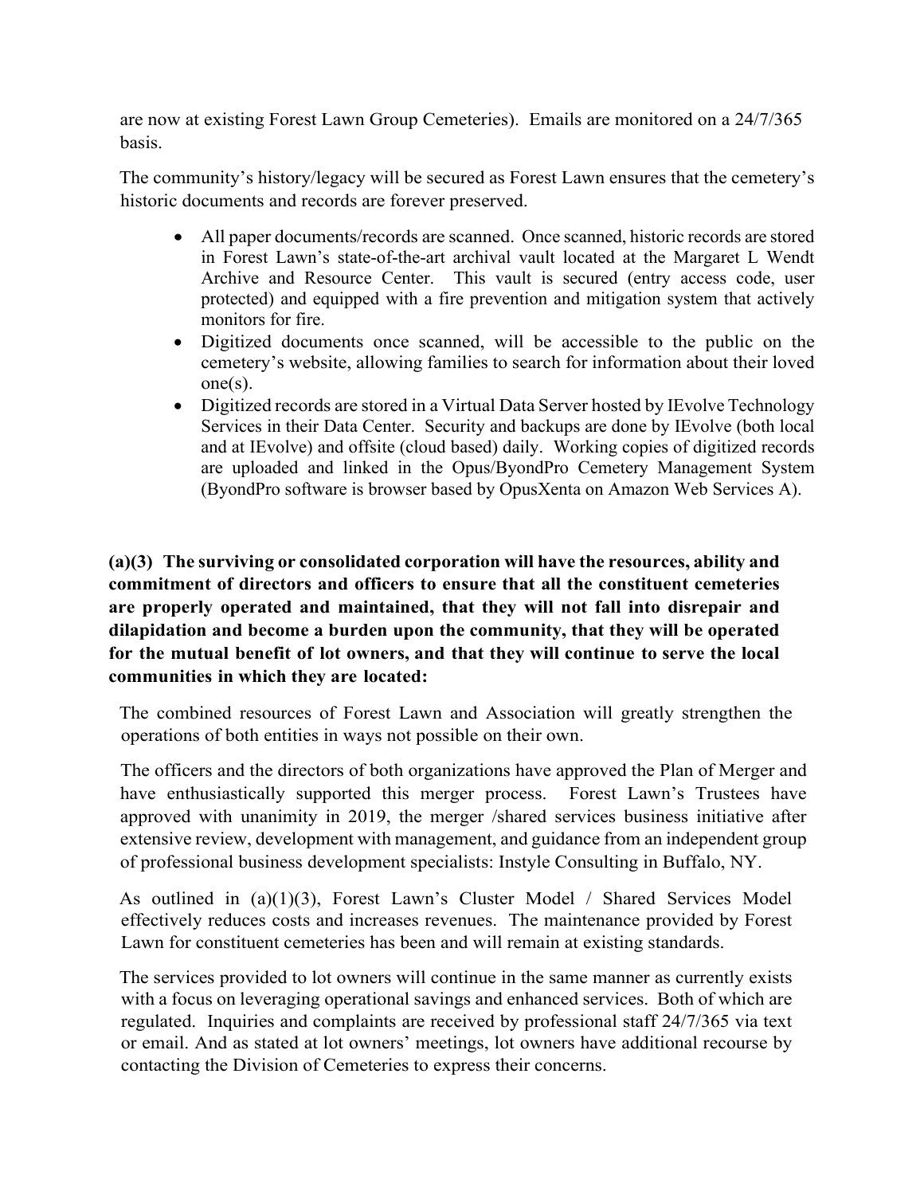are now at existing Forest Lawn Group Cemeteries). Emails are monitored on a 24/7/365 basis.

The community's history/legacy will be secured as Forest Lawn ensures that the cemetery's historic documents and records are forever preserved.

- All paper documents/records are scanned. Once scanned, historic records are stored in Forest Lawn's state-of-the-art archival vault located at the Margaret L Wendt Archive and Resource Center. This vault is secured (entry access code, user protected) and equipped with a fire prevention and mitigation system that actively monitors for fire.
- Digitized documents once scanned, will be accessible to the public on the cemetery's website, allowing families to search for information about their loved one(s).
- Digitized records are stored in a Virtual Data Server hosted by IEvolve Technology Services in their Data Center. Security and backups are done by IEvolve (both local and at IEvolve) and offsite (cloud based) daily. Working copies of digitized records are uploaded and linked in the Opus/ByondPro Cemetery Management System (ByondPro software is browser based by OpusXenta on Amazon Web Services A).

**(a)(3) The surviving or consolidated corporation will have the resources, ability and commitment of directors and officers to ensure that all the constituent cemeteries are properly operated and maintained, that they will not fall into disrepair and dilapidation and become a burden upon the community, that they will be operated for the mutual benefit of lot owners, and that they will continue to serve the local communities in which they are located:**

The combined resources of Forest Lawn and Association will greatly strengthen the operations of both entities in ways not possible on their own.

The officers and the directors of both organizations have approved the Plan of Merger and have enthusiastically supported this merger process. Forest Lawn's Trustees have approved with unanimity in 2019, the merger /shared services business initiative after extensive review, development with management, and guidance from an independent group of professional business development specialists: Instyle Consulting in Buffalo, NY.

As outlined in (a)(1)(3), Forest Lawn's Cluster Model / Shared Services Model effectively reduces costs and increases revenues. The maintenance provided by Forest Lawn for constituent cemeteries has been and will remain at existing standards.

The services provided to lot owners will continue in the same manner as currently exists with a focus on leveraging operational savings and enhanced services. Both of which are regulated. Inquiries and complaints are received by professional staff 24/7/365 via text or email. And as stated at lot owners' meetings, lot owners have additional recourse by contacting the Division of Cemeteries to express their concerns.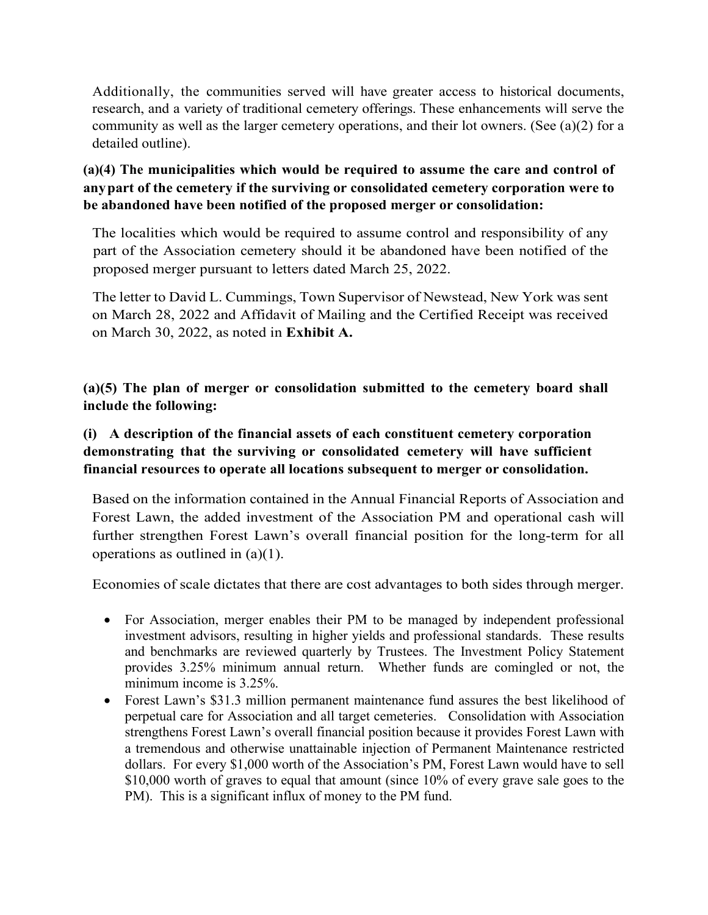Additionally, the communities served will have greater access to historical documents, research, and a variety of traditional cemetery offerings. These enhancements will serve the community as well as the larger cemetery operations, and their lot owners. (See (a)(2) for a detailed outline).

**(a)(4) The municipalities which would be required to assume the care and control of any part of the cemetery if the surviving or consolidated cemetery corporation were to be abandoned have been notified of the proposed merger or consolidation:**

The localities which would be required to assume control and responsibility of any part of the Association cemetery should it be abandoned have been notified of the proposed merger pursuant to letters dated March 25, 2022.

The letter to David L. Cummings, Town Supervisor of Newstead, New York was sent on March 28, 2022 and Affidavit of Mailing and the Certified Receipt was received on March 30, 2022, as noted in **Exhibit A.**

**(a)(5) The plan of merger or consolidation submitted to the cemetery board shall include the following:**

**(i) A description of the financial assets of each constituent cemetery corporation demonstrating that the surviving or consolidated cemetery will have sufficient financial resources to operate all locations subsequent to merger or consolidation.**

Based on the information contained in the Annual Financial Reports of Association and Forest Lawn, the added investment of the Association PM and operational cash will further strengthen Forest Lawn's overall financial position for the long-term for all operations as outlined in (a)(1).

Economies of scale dictates that there are cost advantages to both sides through merger.

- For Association, merger enables their PM to be managed by independent professional investment advisors, resulting in higher yields and professional standards. These results and benchmarks are reviewed quarterly by Trustees. The Investment Policy Statement provides 3.25% minimum annual return. Whether funds are comingled or not, the minimum income is 3.25%.
- Forest Lawn's $31.3 million permanent maintenance fund assures the best likelihood of perpetual care for Association and all target cemeteries. Consolidation with Association strengthens Forest Lawn's overall financial position because it provides Forest Lawn with a tremendous and otherwise unattainable injection of Permanent Maintenance restricted dollars. For every $1,000 worth of the Association's PM, Forest Lawn would have to sell $10,000 worth of graves to equal that amount (since 10% of every grave sale goes to the PM). This is a significant influx of money to the PM fund.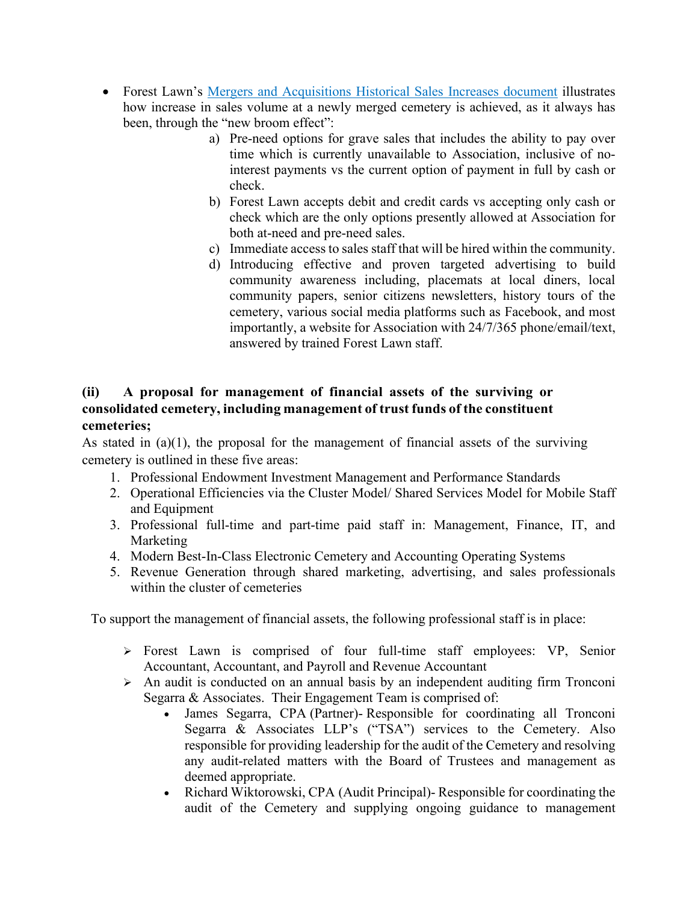- Forest Lawn's [Mergers and Acquisitions Historical Sales Increases document]() illustrates how increase in sales volume at a newly merged cemetery is achieved, as it always has been, through the "new broom effect":
  - a) Pre-need options for grave sales that includes the ability to pay over time which is currently unavailable to Association, inclusive of no-interest payments vs the current option of payment in full by cash or check.
  - b) Forest Lawn accepts debit and credit cards vs accepting only cash or check which are the only options presently allowed at Association for both at-need and pre-need sales.
  - c) Immediate access to sales staff that will be hired within the community.
  - d) Introducing effective and proven targeted advertising to build community awareness including, placemats at local diners, local community papers, senior citizens newsletters, history tours of the cemetery, various social media platforms such as Facebook, and most importantly, a website for Association with 24/7/365 phone/email/text, answered by trained Forest Lawn staff.

**(ii) A proposal for management of financial assets of the surviving or consolidated cemetery, including management of trust funds of the constituent cemeteries;**

As stated in (a)(1), the proposal for the management of financial assets of the surviving cemetery is outlined in these five areas:

1. Professional Endowment Investment Management and Performance Standards
2. Operational Efficiencies via the Cluster Model/ Shared Services Model for Mobile Staff and Equipment
3. Professional full-time and part-time paid staff in: Management, Finance, IT, and Marketing
4. Modern Best-In-Class Electronic Cemetery and Accounting Operating Systems
5. Revenue Generation through shared marketing, advertising, and sales professionals within the cluster of cemeteries

To support the management of financial assets, the following professional staff is in place:

- Forest Lawn is comprised of four full-time staff employees: VP, Senior Accountant, Accountant, and Payroll and Revenue Accountant
- An audit is conducted on an annual basis by an independent auditing firm Tronconi Segarra & Associates. Their Engagement Team is comprised of:
  - James Segarra, CPA (Partner)- Responsible for coordinating all Tronconi Segarra & Associates LLP's ("TSA") services to the Cemetery. Also responsible for providing leadership for the audit of the Cemetery and resolving any audit-related matters with the Board of Trustees and management as deemed appropriate.
  - Richard Wiktorowski, CPA (Audit Principal)- Responsible for coordinating the audit of the Cemetery and supplying ongoing guidance to management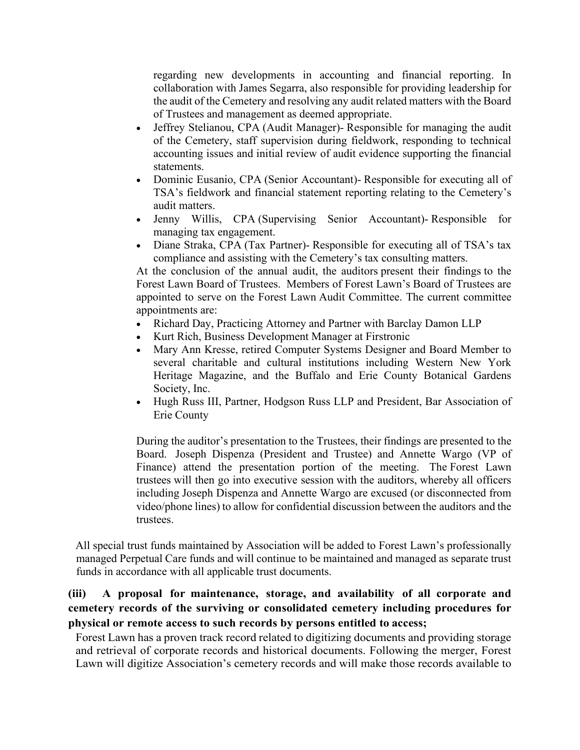regarding new developments in accounting and financial reporting. In collaboration with James Segarra, also responsible for providing leadership for the audit of the Cemetery and resolving any audit related matters with the Board of Trustees and management as deemed appropriate.

- Jeffrey Stelianou, CPA (Audit Manager)- Responsible for managing the audit of the Cemetery, staff supervision during fieldwork, responding to technical accounting issues and initial review of audit evidence supporting the financial statements.
- Dominic Eusanio, CPA (Senior Accountant)- Responsible for executing all of TSA's fieldwork and financial statement reporting relating to the Cemetery's audit matters.
- Jenny Willis, CPA (Supervising Senior Accountant)- Responsible for managing tax engagement.
- Diane Straka, CPA (Tax Partner)- Responsible for executing all of TSA's tax compliance and assisting with the Cemetery's tax consulting matters.

At the conclusion of the annual audit, the auditors present their findings to the Forest Lawn Board of Trustees. Members of Forest Lawn's Board of Trustees are appointed to serve on the Forest Lawn Audit Committee. The current committee appointments are:

- Richard Day, Practicing Attorney and Partner with Barclay Damon LLP
- Kurt Rich, Business Development Manager at Firstronic
- Mary Ann Kresse, retired Computer Systems Designer and Board Member to several charitable and cultural institutions including Western New York Heritage Magazine, and the Buffalo and Erie County Botanical Gardens Society, Inc.
- Hugh Russ III, Partner, Hodgson Russ LLP and President, Bar Association of Erie County

During the auditor's presentation to the Trustees, their findings are presented to the Board. Joseph Dispenza (President and Trustee) and Annette Wargo (VP of Finance) attend the presentation portion of the meeting. The Forest Lawn trustees will then go into executive session with the auditors, whereby all officers including Joseph Dispenza and Annette Wargo are excused (or disconnected from video/phone lines) to allow for confidential discussion between the auditors and the trustees.

All special trust funds maintained by Association will be added to Forest Lawn's professionally managed Perpetual Care funds and will continue to be maintained and managed as separate trust funds in accordance with all applicable trust documents.

**(iii) A proposal for maintenance, storage, and availability of all corporate and cemetery records of the surviving or consolidated cemetery including procedures for physical or remote access to such records by persons entitled to access;**

Forest Lawn has a proven track record related to digitizing documents and providing storage and retrieval of corporate records and historical documents. Following the merger, Forest Lawn will digitize Association's cemetery records and will make those records available to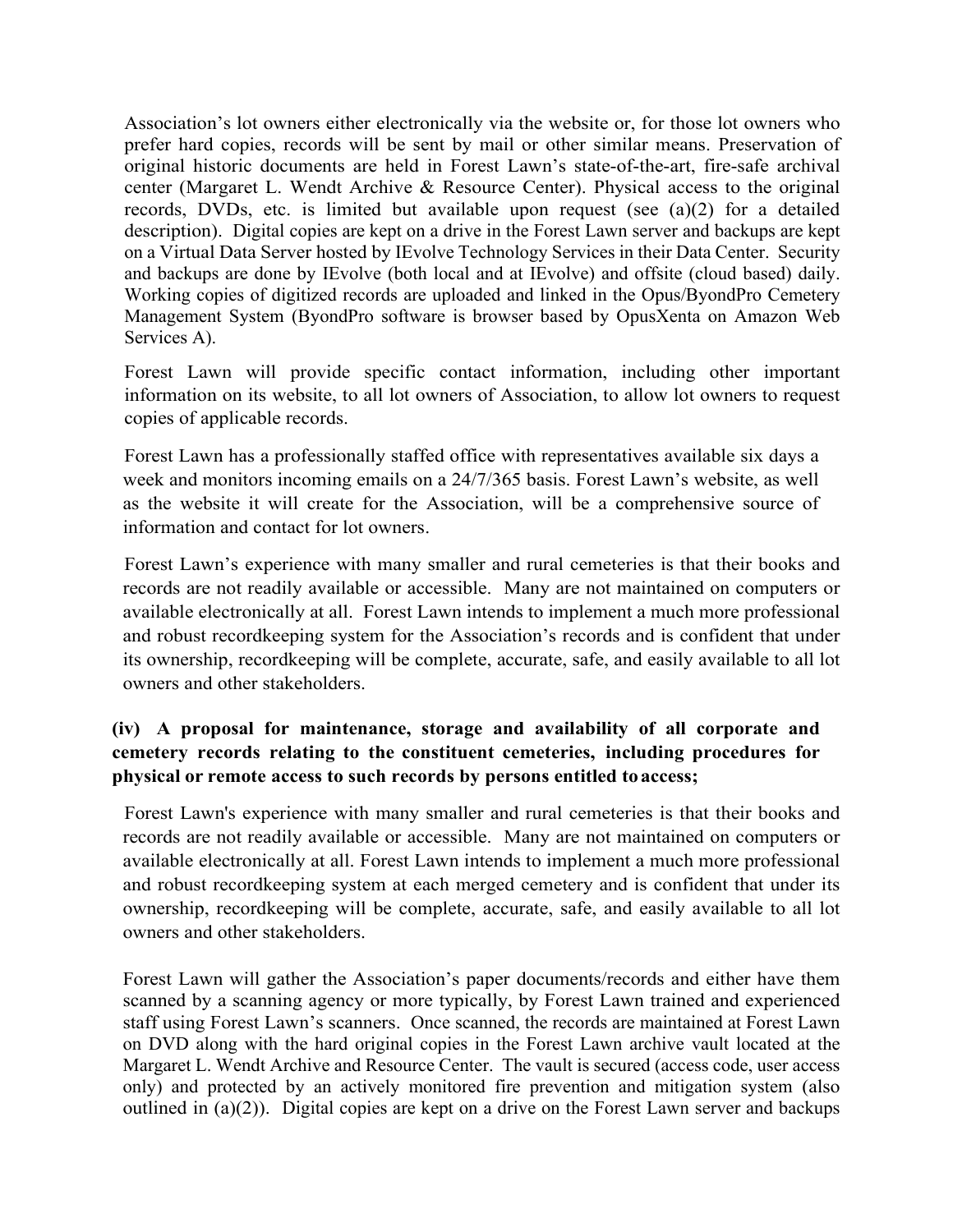Association's lot owners either electronically via the website or, for those lot owners who prefer hard copies, records will be sent by mail or other similar means. Preservation of original historic documents are held in Forest Lawn's state-of-the-art, fire-safe archival center (Margaret L. Wendt Archive & Resource Center). Physical access to the original records, DVDs, etc. is limited but available upon request (see (a)(2) for a detailed description). Digital copies are kept on a drive in the Forest Lawn server and backups are kept on a Virtual Data Server hosted by IEvolve Technology Services in their Data Center. Security and backups are done by IEvolve (both local and at IEvolve) and offsite (cloud based) daily. Working copies of digitized records are uploaded and linked in the Opus/ByondPro Cemetery Management System (ByondPro software is browser based by OpusXenta on Amazon Web Services A).

Forest Lawn will provide specific contact information, including other important information on its website, to all lot owners of Association, to allow lot owners to request copies of applicable records.

Forest Lawn has a professionally staffed office with representatives available six days a week and monitors incoming emails on a 24/7/365 basis. Forest Lawn's website, as well as the website it will create for the Association, will be a comprehensive source of information and contact for lot owners.

Forest Lawn's experience with many smaller and rural cemeteries is that their books and records are not readily available or accessible. Many are not maintained on computers or available electronically at all. Forest Lawn intends to implement a much more professional and robust recordkeeping system for the Association's records and is confident that under its ownership, recordkeeping will be complete, accurate, safe, and easily available to all lot owners and other stakeholders.

**(iv) A proposal for maintenance, storage and availability of all corporate and cemetery records relating to the constituent cemeteries, including procedures for physical or remote access to such records by persons entitled to access;**

Forest Lawn's experience with many smaller and rural cemeteries is that their books and records are not readily available or accessible. Many are not maintained on computers or available electronically at all. Forest Lawn intends to implement a much more professional and robust recordkeeping system at each merged cemetery and is confident that under its ownership, recordkeeping will be complete, accurate, safe, and easily available to all lot owners and other stakeholders.

Forest Lawn will gather the Association's paper documents/records and either have them scanned by a scanning agency or more typically, by Forest Lawn trained and experienced staff using Forest Lawn's scanners. Once scanned, the records are maintained at Forest Lawn on DVD along with the hard original copies in the Forest Lawn archive vault located at the Margaret L. Wendt Archive and Resource Center. The vault is secured (access code, user access only) and protected by an actively monitored fire prevention and mitigation system (also outlined in (a)(2)). Digital copies are kept on a drive on the Forest Lawn server and backups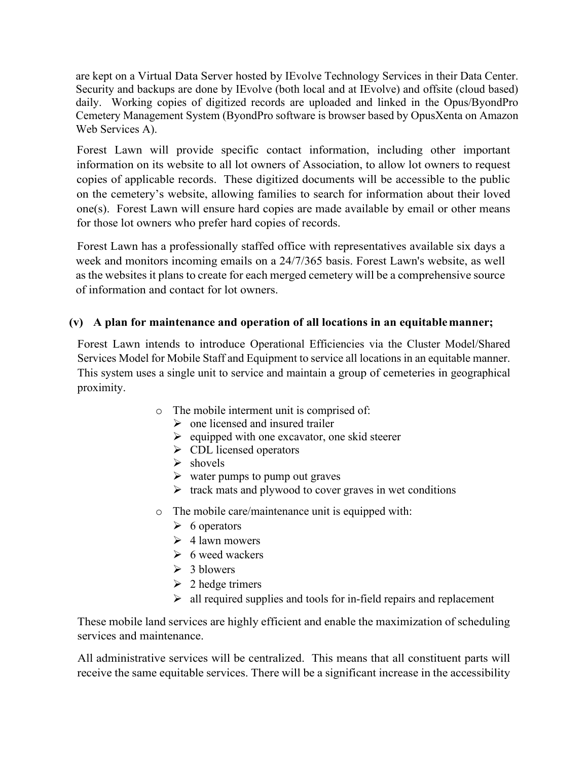are kept on a Virtual Data Server hosted by IEvolve Technology Services in their Data Center. Security and backups are done by IEvolve (both local and at IEvolve) and offsite (cloud based) daily. Working copies of digitized records are uploaded and linked in the Opus/ByondPro Cemetery Management System (ByondPro software is browser based by OpusXenta on Amazon Web Services A).

Forest Lawn will provide specific contact information, including other important information on its website to all lot owners of Association, to allow lot owners to request copies of applicable records. These digitized documents will be accessible to the public on the cemetery's website, allowing families to search for information about their loved one(s). Forest Lawn will ensure hard copies are made available by email or other means for those lot owners who prefer hard copies of records.

Forest Lawn has a professionally staffed office with representatives available six days a week and monitors incoming emails on a 24/7/365 basis. Forest Lawn's website, as well as the websites it plans to create for each merged cemetery will be a comprehensive source of information and contact for lot owners.

**(v) A plan for maintenance and operation of all locations in an equitable manner;**

Forest Lawn intends to introduce Operational Efficiencies via the Cluster Model/Shared Services Model for Mobile Staff and Equipment to service all locations in an equitable manner. This system uses a single unit to service and maintain a group of cemeteries in geographical proximity.

- The mobile interment unit is comprised of:
  - one licensed and insured trailer
  - equipped with one excavator, one skid steerer
  - CDL licensed operators
  - shovels
  - water pumps to pump out graves
  - track mats and plywood to cover graves in wet conditions
- The mobile care/maintenance unit is equipped with:
  - 6 operators
  - 4 lawn mowers
  - 6 weed wackers
  - 3 blowers
  - 2 hedge trimers
  - all required supplies and tools for in-field repairs and replacement

These mobile land services are highly efficient and enable the maximization of scheduling services and maintenance.

All administrative services will be centralized. This means that all constituent parts will receive the same equitable services. There will be a significant increase in the accessibility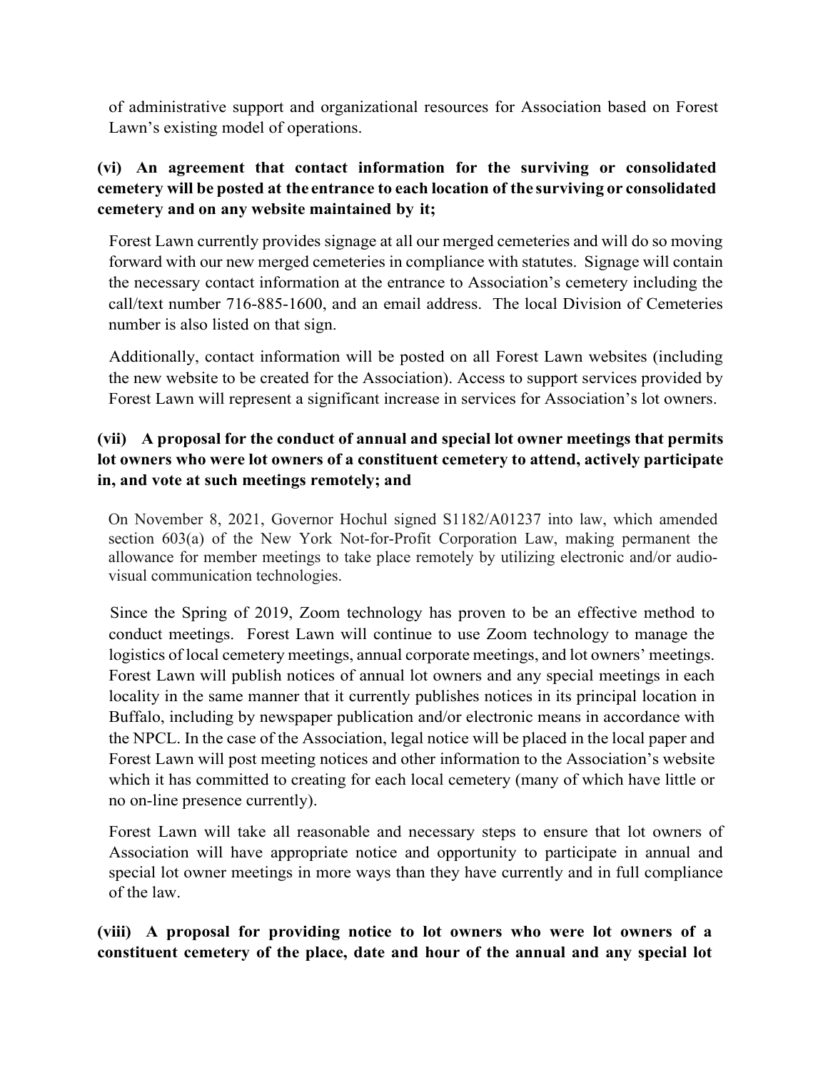of administrative support and organizational resources for Association based on Forest Lawn's existing model of operations.

**(vi) An agreement that contact information for the surviving or consolidated cemetery will be posted at the entrance to each location of the surviving or consolidated cemetery and on any website maintained by it;**

Forest Lawn currently provides signage at all our merged cemeteries and will do so moving forward with our new merged cemeteries in compliance with statutes. Signage will contain the necessary contact information at the entrance to Association's cemetery including the call/text number 716-885-1600, and an email address. The local Division of Cemeteries number is also listed on that sign.

Additionally, contact information will be posted on all Forest Lawn websites (including the new website to be created for the Association). Access to support services provided by Forest Lawn will represent a significant increase in services for Association's lot owners.

**(vii) A proposal for the conduct of annual and special lot owner meetings that permits lot owners who were lot owners of a constituent cemetery to attend, actively participate in, and vote at such meetings remotely; and**

On November 8, 2021, Governor Hochul signed S1182/A01237 into law, which amended section 603(a) of the New York Not-for-Profit Corporation Law, making permanent the allowance for member meetings to take place remotely by utilizing electronic and/or audio-visual communication technologies.

Since the Spring of 2019, Zoom technology has proven to be an effective method to conduct meetings. Forest Lawn will continue to use Zoom technology to manage the logistics of local cemetery meetings, annual corporate meetings, and lot owners' meetings. Forest Lawn will publish notices of annual lot owners and any special meetings in each locality in the same manner that it currently publishes notices in its principal location in Buffalo, including by newspaper publication and/or electronic means in accordance with the NPCL. In the case of the Association, legal notice will be placed in the local paper and Forest Lawn will post meeting notices and other information to the Association's website which it has committed to creating for each local cemetery (many of which have little or no on-line presence currently).

Forest Lawn will take all reasonable and necessary steps to ensure that lot owners of Association will have appropriate notice and opportunity to participate in annual and special lot owner meetings in more ways than they have currently and in full compliance of the law.

**(viii) A proposal for providing notice to lot owners who were lot owners of a constituent cemetery of the place, date and hour of the annual and any special lot**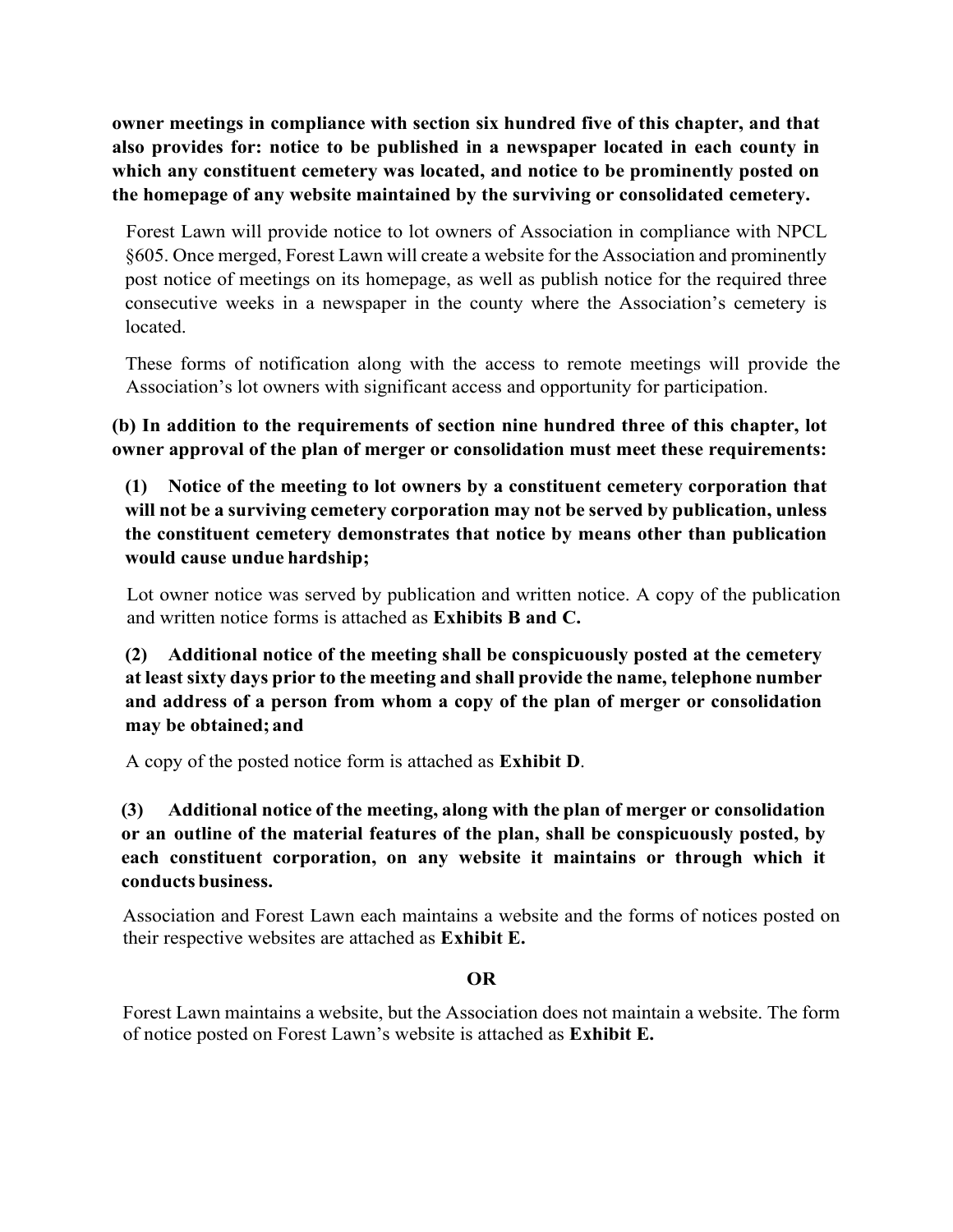**owner meetings in compliance with section six hundred five of this chapter, and that also provides for: notice to be published in a newspaper located in each county in which any constituent cemetery was located, and notice to be prominently posted on the homepage of any website maintained by the surviving or consolidated cemetery.**

Forest Lawn will provide notice to lot owners of Association in compliance with NPCL §605. Once merged, Forest Lawn will create a website for the Association and prominently post notice of meetings on its homepage, as well as publish notice for the required three consecutive weeks in a newspaper in the county where the Association's cemetery is located.

These forms of notification along with the access to remote meetings will provide the Association's lot owners with significant access and opportunity for participation.

**(b) In addition to the requirements of section nine hundred three of this chapter, lot owner approval of the plan of merger or consolidation must meet these requirements:**

**(1) Notice of the meeting to lot owners by a constituent cemetery corporation that will not be a surviving cemetery corporation may not be served by publication, unless the constituent cemetery demonstrates that notice by means other than publication would cause undue hardship;**

Lot owner notice was served by publication and written notice. A copy of the publication and written notice forms is attached as **Exhibits B and C.**

**(2) Additional notice of the meeting shall be conspicuously posted at the cemetery at least sixty days prior to the meeting and shall provide the name, telephone number and address of a person from whom a copy of the plan of merger or consolidation may be obtained; and**

A copy of the posted notice form is attached as **Exhibit D**.

**(3) Additional notice of the meeting, along with the plan of merger or consolidation or an outline of the material features of the plan, shall be conspicuously posted, by each constituent corporation, on any website it maintains or through which it conducts business.**

Association and Forest Lawn each maintains a website and the forms of notices posted on their respective websites are attached as **Exhibit E.**

**OR**

Forest Lawn maintains a website, but the Association does not maintain a website. The form of notice posted on Forest Lawn's website is attached as **Exhibit E.**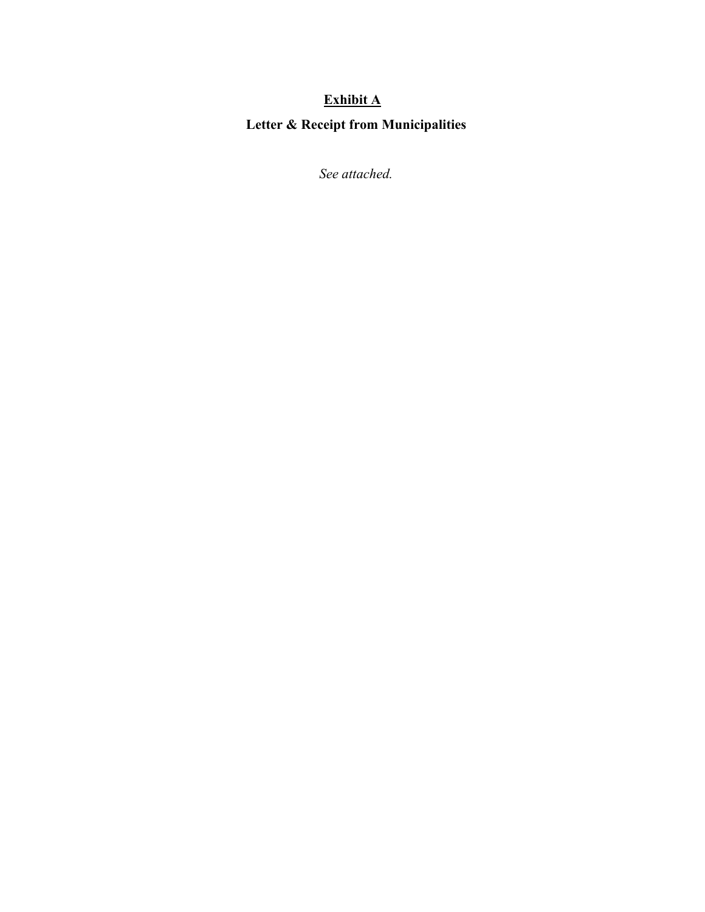# **<u>Exhibit A</u>**

## **Letter & Receipt from Municipalities**

*See attached.*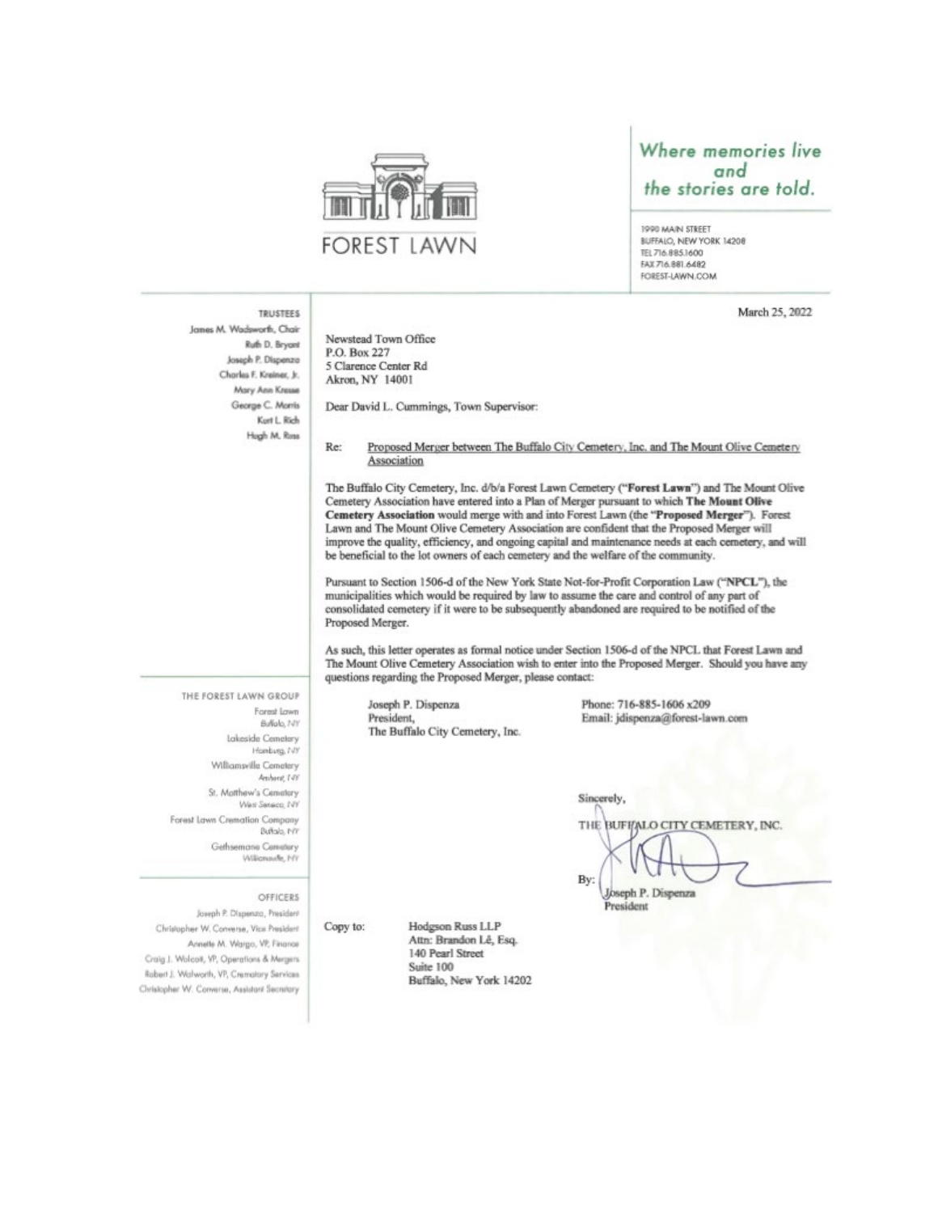FOREST LAWN

*Where memories live and the stories are told.*

1990 MAIN STREET
BUFFALO, NEW YORK 14208
TEL 716.885.1600
FAX 716.881.6482
FOREST-LAWN.COM

**TRUSTEES**
James M. Wadsworth, Chair
Ruth D. Bryant
Joseph P. Dispenza
Charles F. Kreiner, Jr.
Mary Ann Kresse
George C. Morris
Kurt L. Rich
Hugh M. Russ

**THE FOREST LAWN GROUP**
Forest Lawn, Buffalo, NY
Lakeside Cemetery, Hamburg, NY
Williamsville Cemetery, Amherst, NY
St. Matthew's Cemetery, West Seneca, NY
Forest Lawn Cremation Company, Buffalo, NY
Gethsemane Cemetery, Williamsville, NY

**OFFICERS**
Joseph P. Dispenza, President
Christopher W. Converse, Vice President
Annette M. Wargo, VP, Finance
Craig J. Wolcott, VP, Operations & Mergers
Robert J. Walworth, VP, Crematory Services
Christopher W. Converse, Assistant Secretary

March 25, 2022

Newstead Town Office
P.O. Box 227
5 Clarence Center Rd
Akron, NY 14001

Dear David L. Cummings, Town Supervisor:

Re: Proposed Merger between The Buffalo City Cemetery, Inc. and The Mount Olive Cemetery Association

The Buffalo City Cemetery, Inc. d/b/a Forest Lawn Cemetery ("**Forest Lawn**") and The Mount Olive Cemetery Association have entered into a Plan of Merger pursuant to which **The Mount Olive Cemetery Association** would merge with and into Forest Lawn (the "**Proposed Merger**"). Forest Lawn and The Mount Olive Cemetery Association are confident that the Proposed Merger will improve the quality, efficiency, and ongoing capital and maintenance needs at each cemetery, and will be beneficial to the lot owners of each cemetery and the welfare of the community.

Pursuant to Section 1506-d of the New York State Not-for-Profit Corporation Law ("**NPCL**"), the municipalities which would be required by law to assume the care and control of any part of consolidated cemetery if it were to be subsequently abandoned are required to be notified of the Proposed Merger.

As such, this letter operates as formal notice under Section 1506-d of the NPCL that Forest Lawn and The Mount Olive Cemetery Association wish to enter into the Proposed Merger. Should you have any questions regarding the Proposed Merger, please contact:

Joseph P. Dispenza
President,
The Buffalo City Cemetery, Inc.

Phone: 716-885-1606 x209
Email: jdispenza@forest-lawn.com

Sincerely,

THE BUFFALO CITY CEMETERY, INC.

By: Joseph P. Dispenza
President

Copy to: Hodgson Russ LLP
Attn: Brandon Lê, Esq.
140 Pearl Street
Suite 100
Buffalo, New York 14202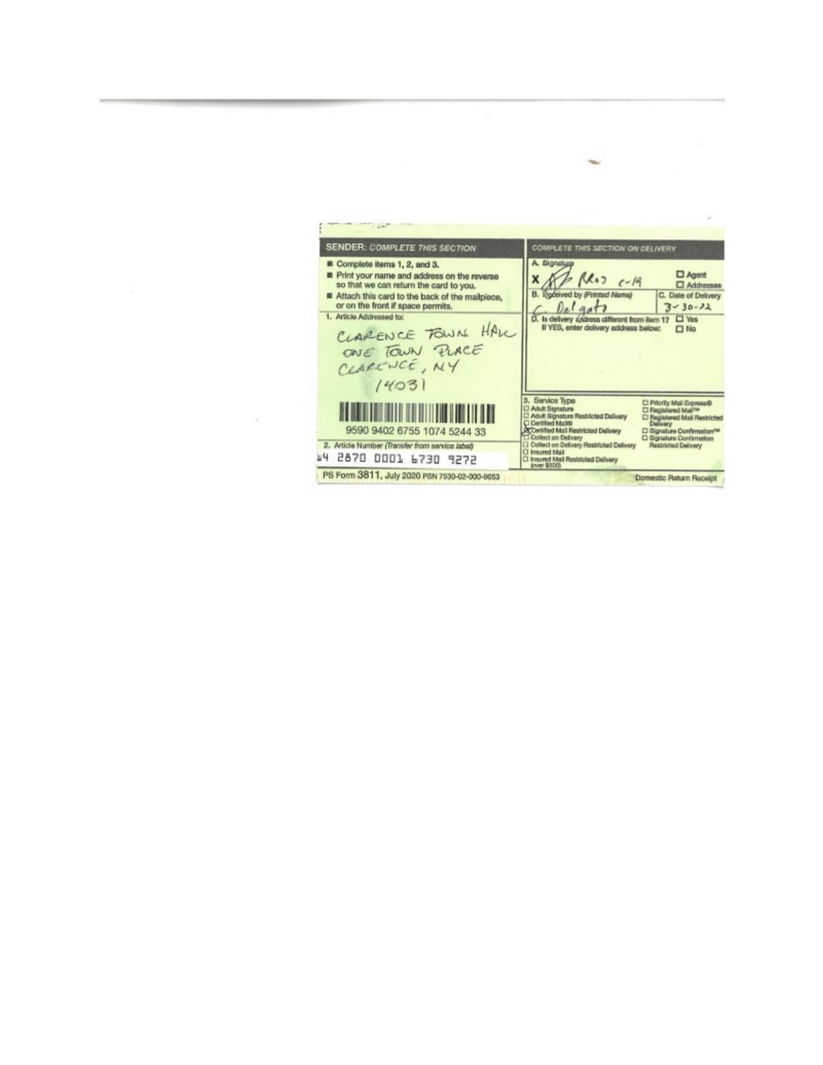**SENDER: COMPLETE THIS SECTION**

- Complete items 1, 2, and 3.
- Print your name and address on the reverse so that we can return the card to you.
- Attach this card to the back of the mailpiece, or on the front if space permits.

1. Article Addressed to:

CLARENCE TOWN HALL
ONE TOWN PLACE
CLARENCE, NY
14031

9590 9402 6755 1074 5244 33

2. Article Number *(Transfer from service label)*

14 2870 0001 6730 9272

PS Form 3811, July 2020 PSN 7530-02-000-9053

**COMPLETE THIS SECTION ON DELIVERY**

A. Signature
X [signature] C-19
☐ Agent
☐ Addressee

B. Received by *(Printed Name)*
C. Dal gato

C. Date of Delivery
3-30-22

D. Is delivery address different from item 1? ☐ Yes
If YES, enter delivery address below: ☐ No

3. Service Type

- ☐ Adult Signature
- ☐ Adult Signature Restricted Delivery
- ☐ Certified Mail®
- ☒ Certified Mail Restricted Delivery
- ☐ Collect on Delivery
- ☐ Collect on Delivery Restricted Delivery
- ☐ Insured Mail
- ☐ Insured Mail Restricted Delivery (over $500)
- ☐ Priority Mail Express®
- ☐ Registered Mail™
- ☐ Registered Mail Restricted Delivery
- ☐ Signature Confirmation™
- ☐ Signature Confirmation Restricted Delivery

Domestic Return Receipt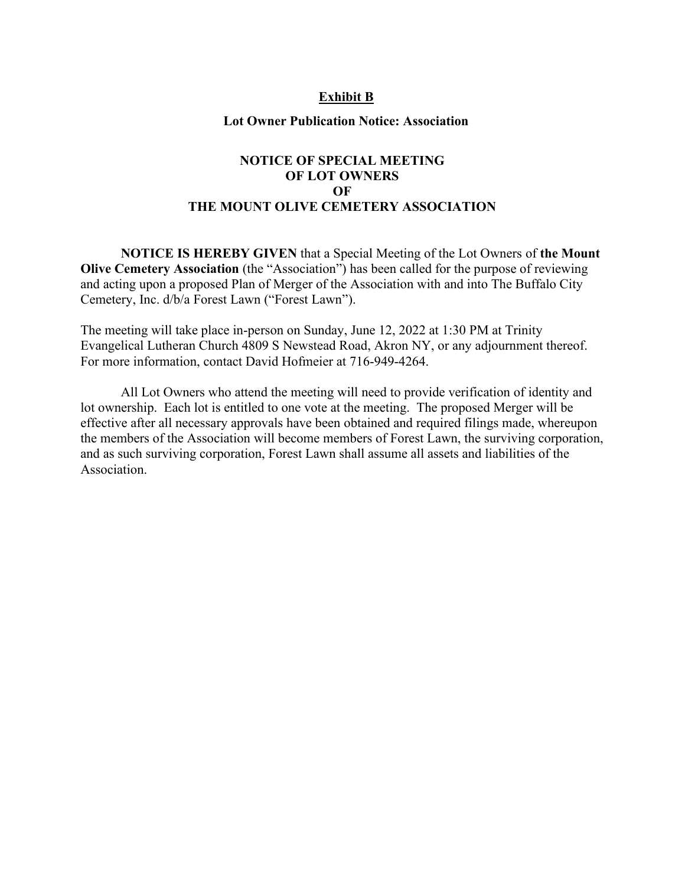**<u>Exhibit B</u>**

**Lot Owner Publication Notice: Association**

**NOTICE OF SPECIAL MEETING
OF LOT OWNERS
OF
THE MOUNT OLIVE CEMETERY ASSOCIATION**

**NOTICE IS HEREBY GIVEN** that a Special Meeting of the Lot Owners of **the Mount Olive Cemetery Association** (the "Association") has been called for the purpose of reviewing and acting upon a proposed Plan of Merger of the Association with and into The Buffalo City Cemetery, Inc. d/b/a Forest Lawn ("Forest Lawn").

The meeting will take place in-person on Sunday, June 12, 2022 at 1:30 PM at Trinity Evangelical Lutheran Church 4809 S Newstead Road, Akron NY, or any adjournment thereof. For more information, contact David Hofmeier at 716-949-4264.

All Lot Owners who attend the meeting will need to provide verification of identity and lot ownership. Each lot is entitled to one vote at the meeting. The proposed Merger will be effective after all necessary approvals have been obtained and required filings made, whereupon the members of the Association will become members of Forest Lawn, the surviving corporation, and as such surviving corporation, Forest Lawn shall assume all assets and liabilities of the Association.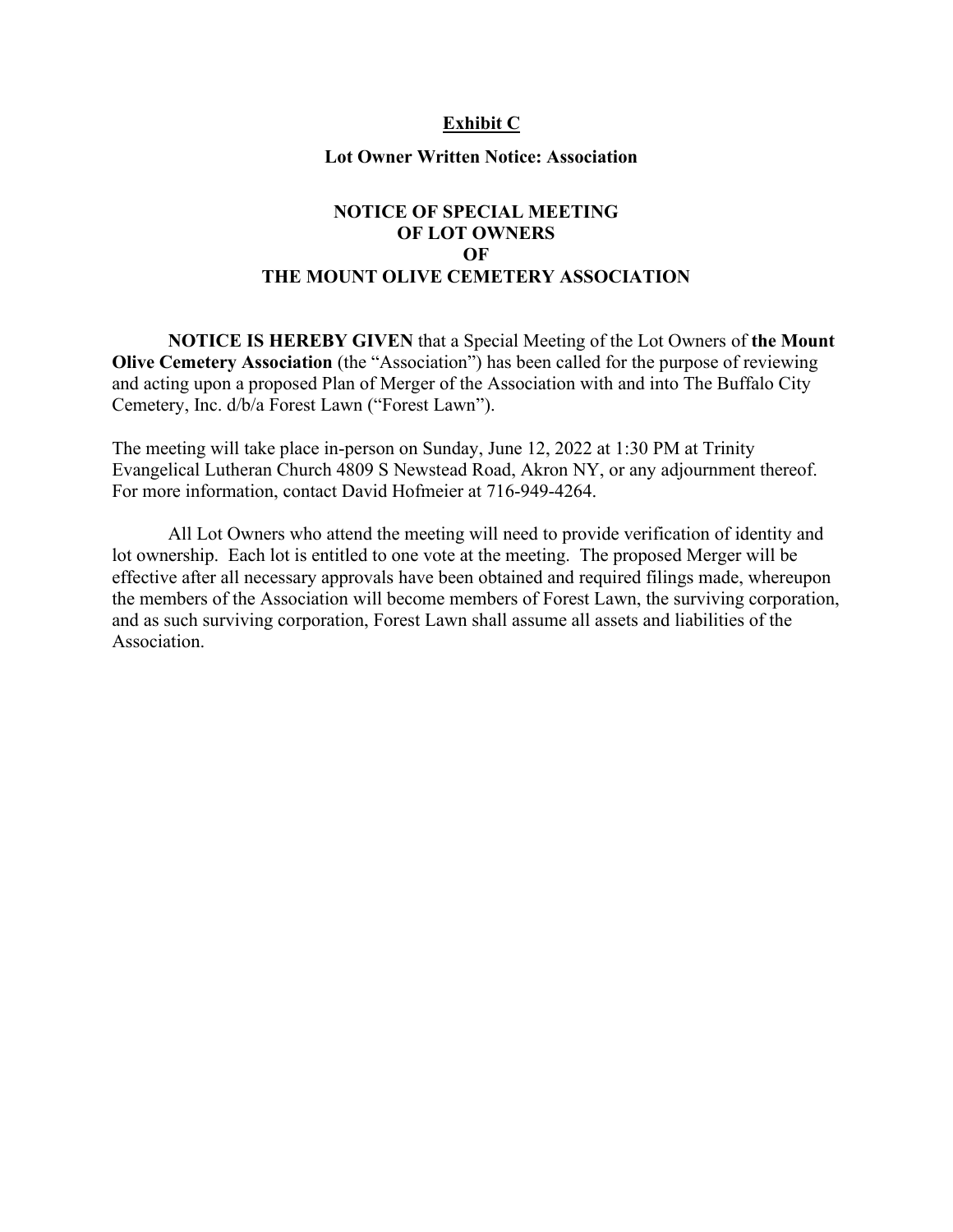## Exhibit C

### Lot Owner Written Notice: Association

# NOTICE OF SPECIAL MEETING OF LOT OWNERS OF THE MOUNT OLIVE CEMETERY ASSOCIATION

**NOTICE IS HEREBY GIVEN** that a Special Meeting of the Lot Owners of **the Mount Olive Cemetery Association** (the "Association") has been called for the purpose of reviewing and acting upon a proposed Plan of Merger of the Association with and into The Buffalo City Cemetery, Inc. d/b/a Forest Lawn ("Forest Lawn").

The meeting will take place in-person on Sunday, June 12, 2022 at 1:30 PM at Trinity Evangelical Lutheran Church 4809 S Newstead Road, Akron NY, or any adjournment thereof. For more information, contact David Hofmeier at 716-949-4264.

All Lot Owners who attend the meeting will need to provide verification of identity and lot ownership. Each lot is entitled to one vote at the meeting. The proposed Merger will be effective after all necessary approvals have been obtained and required filings made, whereupon the members of the Association will become members of Forest Lawn, the surviving corporation, and as such surviving corporation, Forest Lawn shall assume all assets and liabilities of the Association.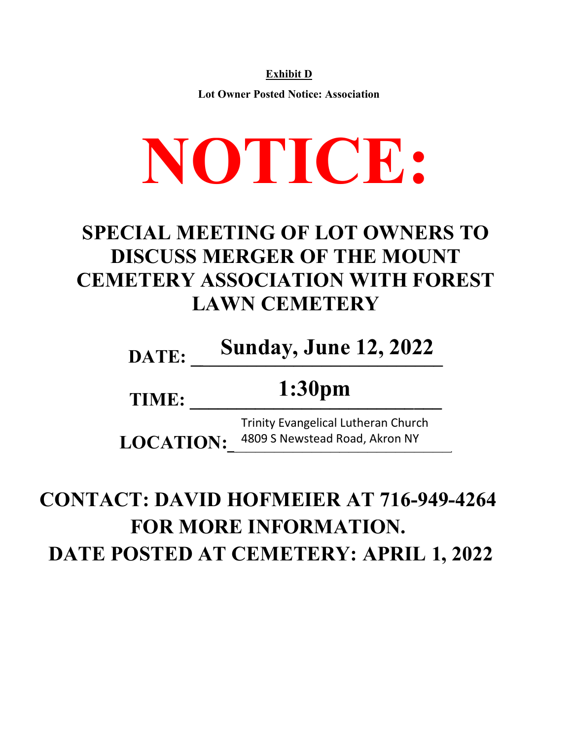**Exhibit D**

**Lot Owner Posted Notice: Association**

# NOTICE:

## SPECIAL MEETING OF LOT OWNERS TO DISCUSS MERGER OF THE MOUNT CEMETERY ASSOCIATION WITH FOREST LAWN CEMETERY

**DATE:** **Sunday, June 12, 2022**

**TIME:** **1:30pm**

**LOCATION:** Trinity Evangelical Lutheran Church
4809 S Newstead Road, Akron NY

**CONTACT: DAVID HOFMEIER AT 716-949-4264 FOR MORE INFORMATION.**

**DATE POSTED AT CEMETERY: APRIL 1, 2022**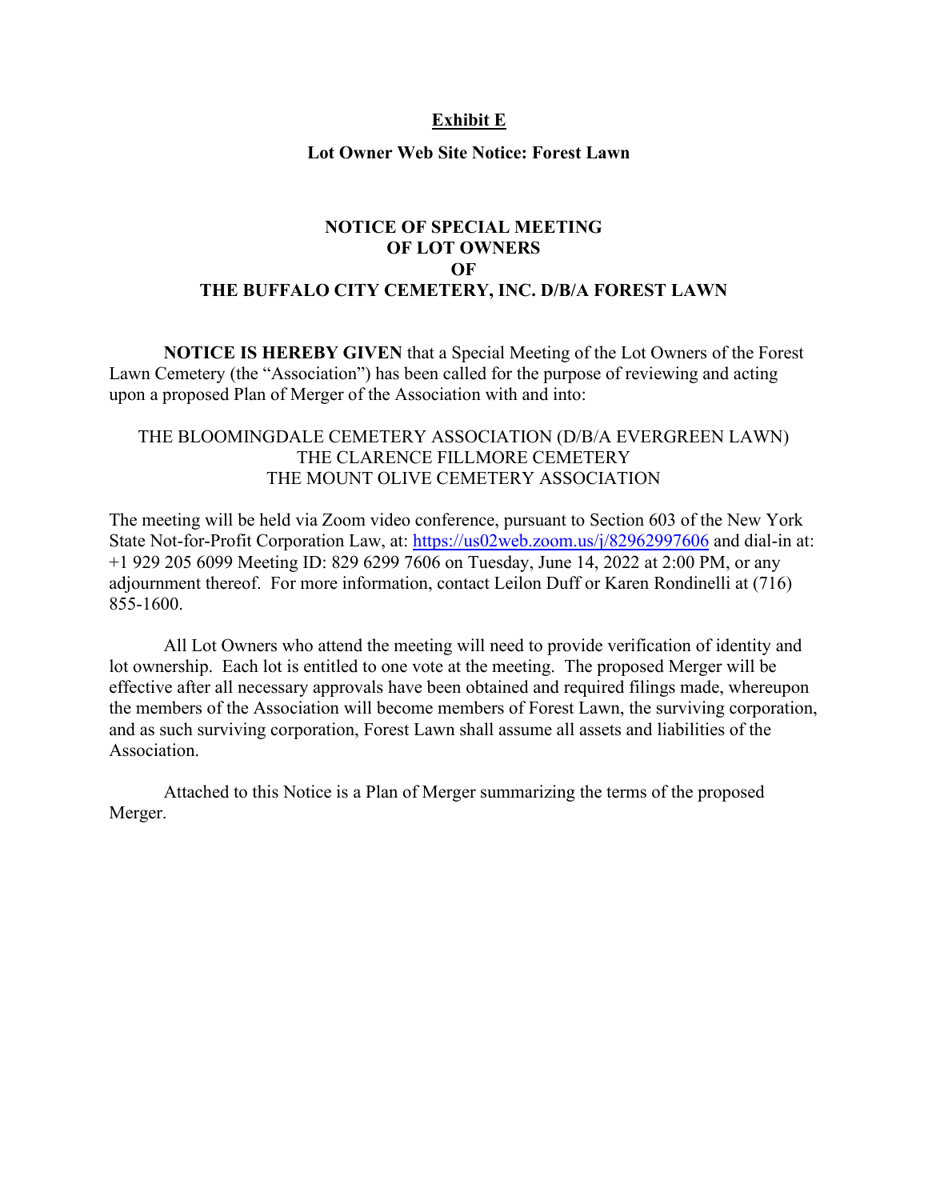**Exhibit E**

**Lot Owner Web Site Notice: Forest Lawn**

**NOTICE OF SPECIAL MEETING OF LOT OWNERS OF THE BUFFALO CITY CEMETERY, INC. D/B/A FOREST LAWN**

**NOTICE IS HEREBY GIVEN** that a Special Meeting of the Lot Owners of the Forest Lawn Cemetery (the "Association") has been called for the purpose of reviewing and acting upon a proposed Plan of Merger of the Association with and into:

THE BLOOMINGDALE CEMETERY ASSOCIATION (D/B/A EVERGREEN LAWN)
THE CLARENCE FILLMORE CEMETERY
THE MOUNT OLIVE CEMETERY ASSOCIATION

The meeting will be held via Zoom video conference, pursuant to Section 603 of the New York State Not-for-Profit Corporation Law, at: https://us02web.zoom.us/j/82962997606 and dial-in at: +1 929 205 6099 Meeting ID: 829 6299 7606 on Tuesday, June 14, 2022 at 2:00 PM, or any adjournment thereof. For more information, contact Leilon Duff or Karen Rondinelli at (716) 855-1600.

All Lot Owners who attend the meeting will need to provide verification of identity and lot ownership. Each lot is entitled to one vote at the meeting. The proposed Merger will be effective after all necessary approvals have been obtained and required filings made, whereupon the members of the Association will become members of Forest Lawn, the surviving corporation, and as such surviving corporation, Forest Lawn shall assume all assets and liabilities of the Association.

Attached to this Notice is a Plan of Merger summarizing the terms of the proposed Merger.